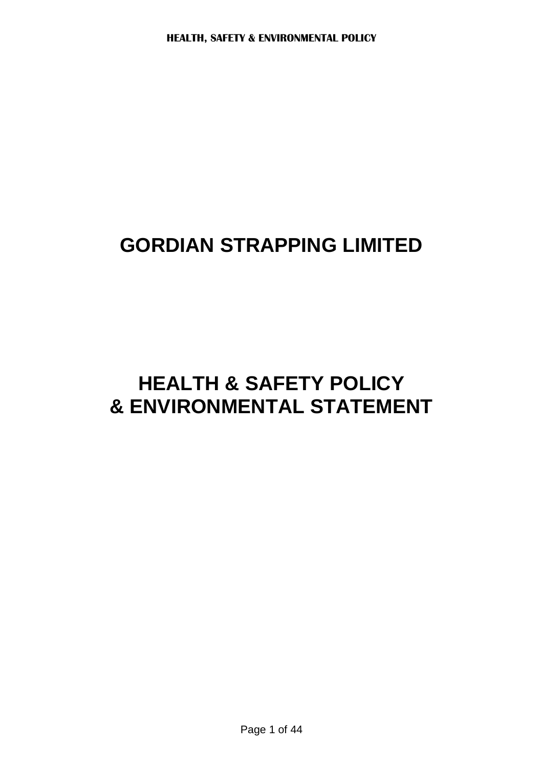# GORDIAN STRAPPING LIMITED

# HEALTH & SAFETY POLICY & ENVIRONMENTAL STATEMENT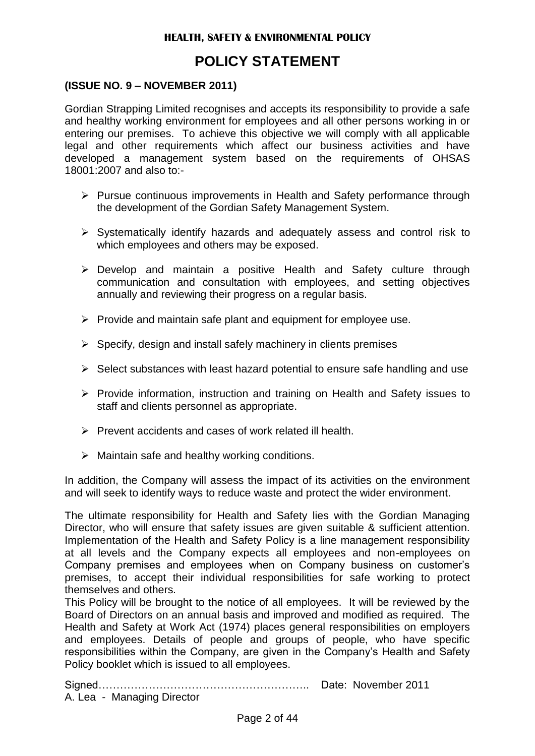**HEALTH, SAFETY & ENVIRONMENTAL POLICY**

# POLICY STATEMENT

**(ISSUE NO. 9 – NOVEMBER 2011)**

Gordian Strapping Limited recognises and accepts its responsibility to provide a safe and healthy working environment for employees and all other persons working in or entering our premises. To achieve this objective we will comply with all applicable legal and other requirements which affect our business activities and have developed a management system based on the requirements of OHSAS 18001:2007 and also to:-

- Pursue continuous improvements in Health and Safety performance through the development of the Gordian Safety Management System.
- Systematically identify hazards and adequately assess and control risk to which employees and others may be exposed.
- Develop and maintain a positive Health and Safety culture through communication and consultation with employees, and setting objectives annually and reviewing their progress on a regular basis.
- Provide and maintain safe plant and equipment for employee use.
- Specify, design and install safely machinery in clients premises
- Select substances with least hazard potential to ensure safe handling and use
- Provide information, instruction and training on Health and Safety issues to staff and clients personnel as appropriate.
- Prevent accidents and cases of work related ill health.
- Maintain safe and healthy working conditions.

In addition, the Company will assess the impact of its activities on the environment and will seek to identify ways to reduce waste and protect the wider environment.

The ultimate responsibility for Health and Safety lies with the Gordian Managing Director, who will ensure that safety issues are given suitable & sufficient attention. Implementation of the Health and Safety Policy is a line management responsibility at all levels and the Company expects all employees and non-employees on Company premises and employees when on Company business on customer's premises, to accept their individual responsibilities for safe working to protect themselves and others.

This Policy will be brought to the notice of all employees. It will be reviewed by the Board of Directors on an annual basis and improved and modified as required. The Health and Safety at Work Act (1974) places general responsibilities on employers and employees. Details of people and groups of people, who have specific responsibilities within the Company, are given in the Company's Health and Safety Policy booklet which is issued to all employees.

Signed………………………………………………….. Date: November 2011

A. Lea - Managing Director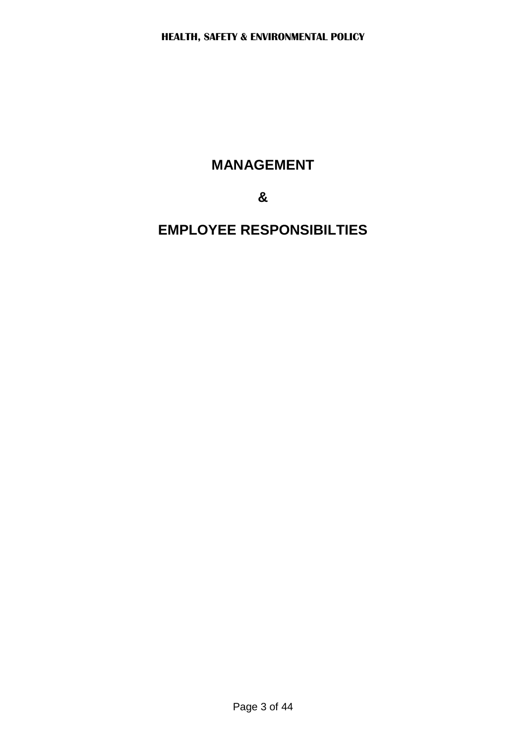# MANAGEMENT

# &

# EMPLOYEE RESPONSIBILTIES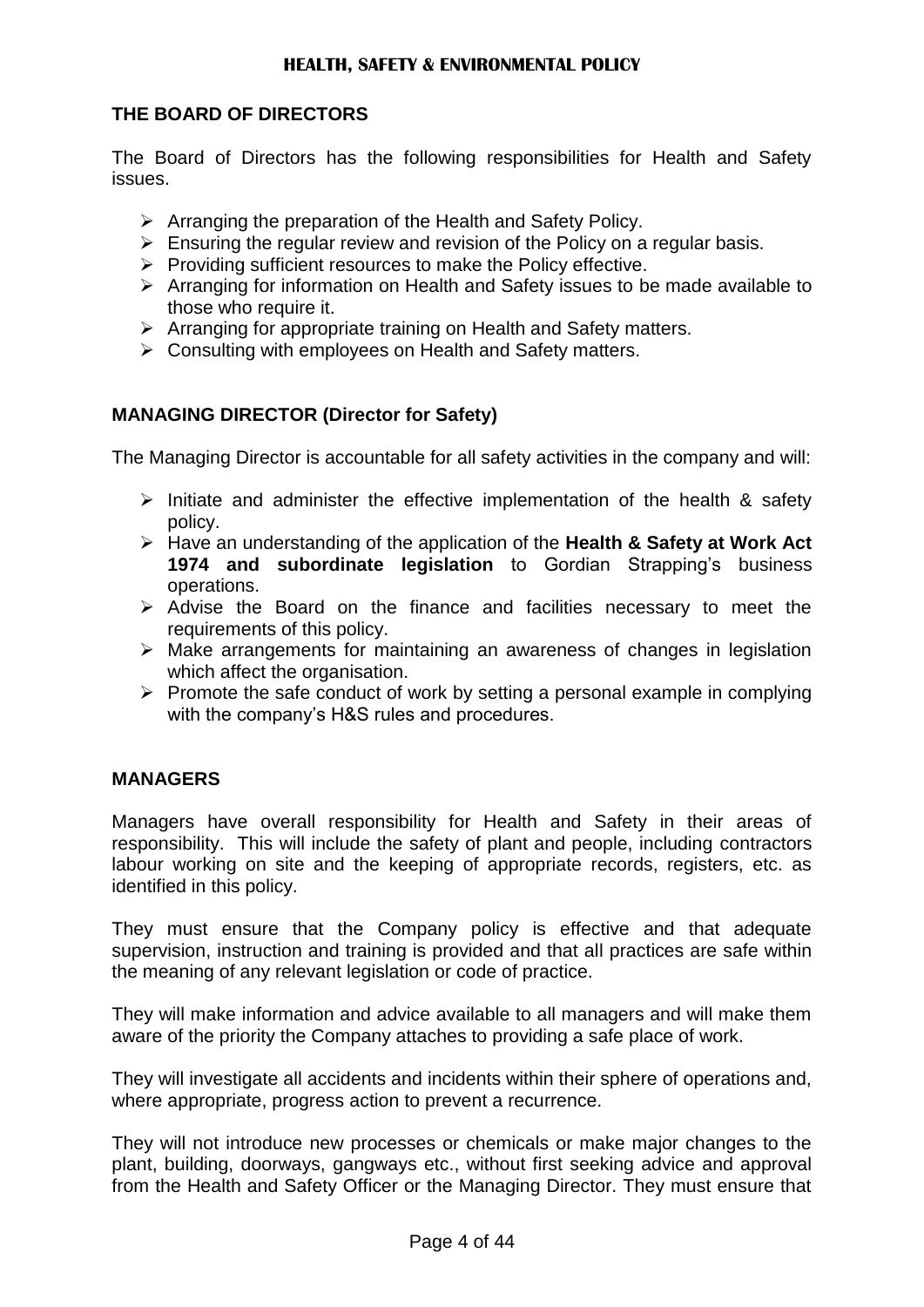## THE BOARD OF DIRECTORS

The Board of Directors has the following responsibilities for Health and Safety issues.

- Arranging the preparation of the Health and Safety Policy.
- Ensuring the regular review and revision of the Policy on a regular basis.
- Providing sufficient resources to make the Policy effective.
- Arranging for information on Health and Safety issues to be made available to those who require it.
- Arranging for appropriate training on Health and Safety matters.
- Consulting with employees on Health and Safety matters.

## MANAGING DIRECTOR (Director for Safety)

The Managing Director is accountable for all safety activities in the company and will:

- Initiate and administer the effective implementation of the health & safety policy.
- Have an understanding of the application of the **Health & Safety at Work Act 1974 and subordinate legislation** to Gordian Strapping's business operations.
- Advise the Board on the finance and facilities necessary to meet the requirements of this policy.
- Make arrangements for maintaining an awareness of changes in legislation which affect the organisation.
- Promote the safe conduct of work by setting a personal example in complying with the company's H&S rules and procedures.

## MANAGERS

Managers have overall responsibility for Health and Safety in their areas of responsibility. This will include the safety of plant and people, including contractors labour working on site and the keeping of appropriate records, registers, etc. as identified in this policy.

They must ensure that the Company policy is effective and that adequate supervision, instruction and training is provided and that all practices are safe within the meaning of any relevant legislation or code of practice.

They will make information and advice available to all managers and will make them aware of the priority the Company attaches to providing a safe place of work.

They will investigate all accidents and incidents within their sphere of operations and, where appropriate, progress action to prevent a recurrence.

They will not introduce new processes or chemicals or make major changes to the plant, building, doorways, gangways etc., without first seeking advice and approval from the Health and Safety Officer or the Managing Director. They must ensure that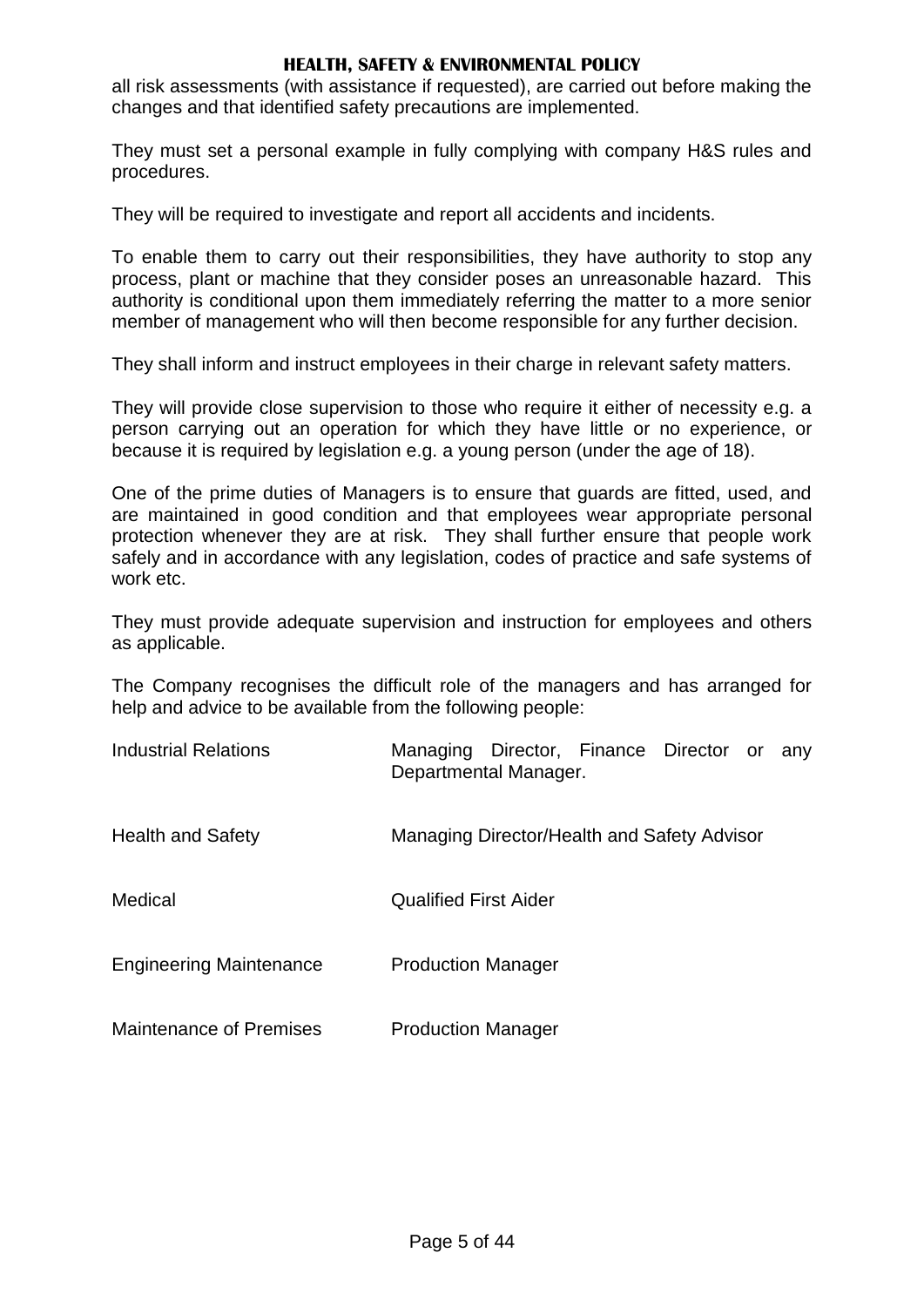all risk assessments (with assistance if requested), are carried out before making the changes and that identified safety precautions are implemented.

They must set a personal example in fully complying with company H&S rules and procedures.

They will be required to investigate and report all accidents and incidents.

To enable them to carry out their responsibilities, they have authority to stop any process, plant or machine that they consider poses an unreasonable hazard. This authority is conditional upon them immediately referring the matter to a more senior member of management who will then become responsible for any further decision.

They shall inform and instruct employees in their charge in relevant safety matters.

They will provide close supervision to those who require it either of necessity e.g. a person carrying out an operation for which they have little or no experience, or because it is required by legislation e.g. a young person (under the age of 18).

One of the prime duties of Managers is to ensure that guards are fitted, used, and are maintained in good condition and that employees wear appropriate personal protection whenever they are at risk. They shall further ensure that people work safely and in accordance with any legislation, codes of practice and safe systems of work etc.

They must provide adequate supervision and instruction for employees and others as applicable.

The Company recognises the difficult role of the managers and has arranged for help and advice to be available from the following people:

| | |
|---|---|
| Industrial Relations | Managing Director, Finance Director or any Departmental Manager. |
| Health and Safety | Managing Director/Health and Safety Advisor |
| Medical | Qualified First Aider |
| Engineering Maintenance | Production Manager |
| Maintenance of Premises | Production Manager |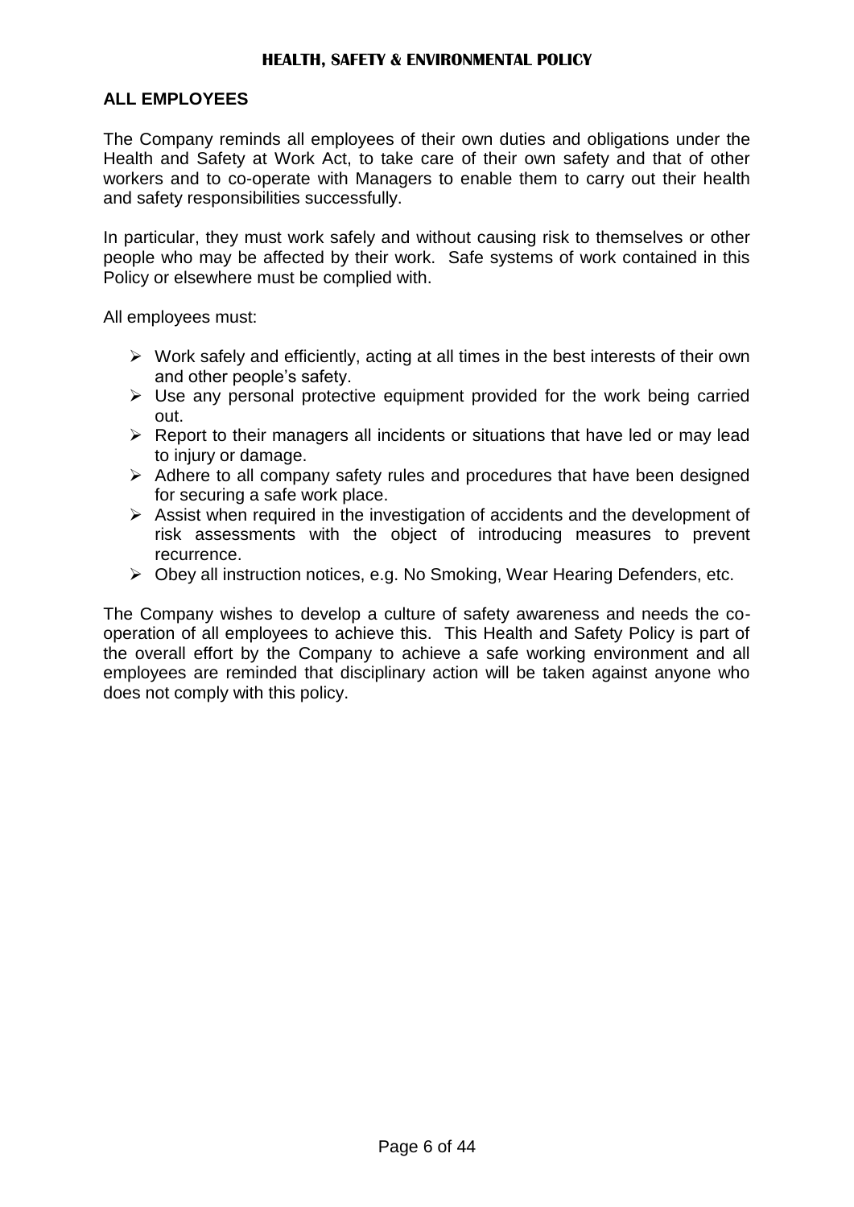## ALL EMPLOYEES

The Company reminds all employees of their own duties and obligations under the Health and Safety at Work Act, to take care of their own safety and that of other workers and to co-operate with Managers to enable them to carry out their health and safety responsibilities successfully.

In particular, they must work safely and without causing risk to themselves or other people who may be affected by their work. Safe systems of work contained in this Policy or elsewhere must be complied with.

All employees must:

- Work safely and efficiently, acting at all times in the best interests of their own and other people's safety.
- Use any personal protective equipment provided for the work being carried out.
- Report to their managers all incidents or situations that have led or may lead to injury or damage.
- Adhere to all company safety rules and procedures that have been designed for securing a safe work place.
- Assist when required in the investigation of accidents and the development of risk assessments with the object of introducing measures to prevent recurrence.
- Obey all instruction notices, e.g. No Smoking, Wear Hearing Defenders, etc.

The Company wishes to develop a culture of safety awareness and needs the co-operation of all employees to achieve this. This Health and Safety Policy is part of the overall effort by the Company to achieve a safe working environment and all employees are reminded that disciplinary action will be taken against anyone who does not comply with this policy.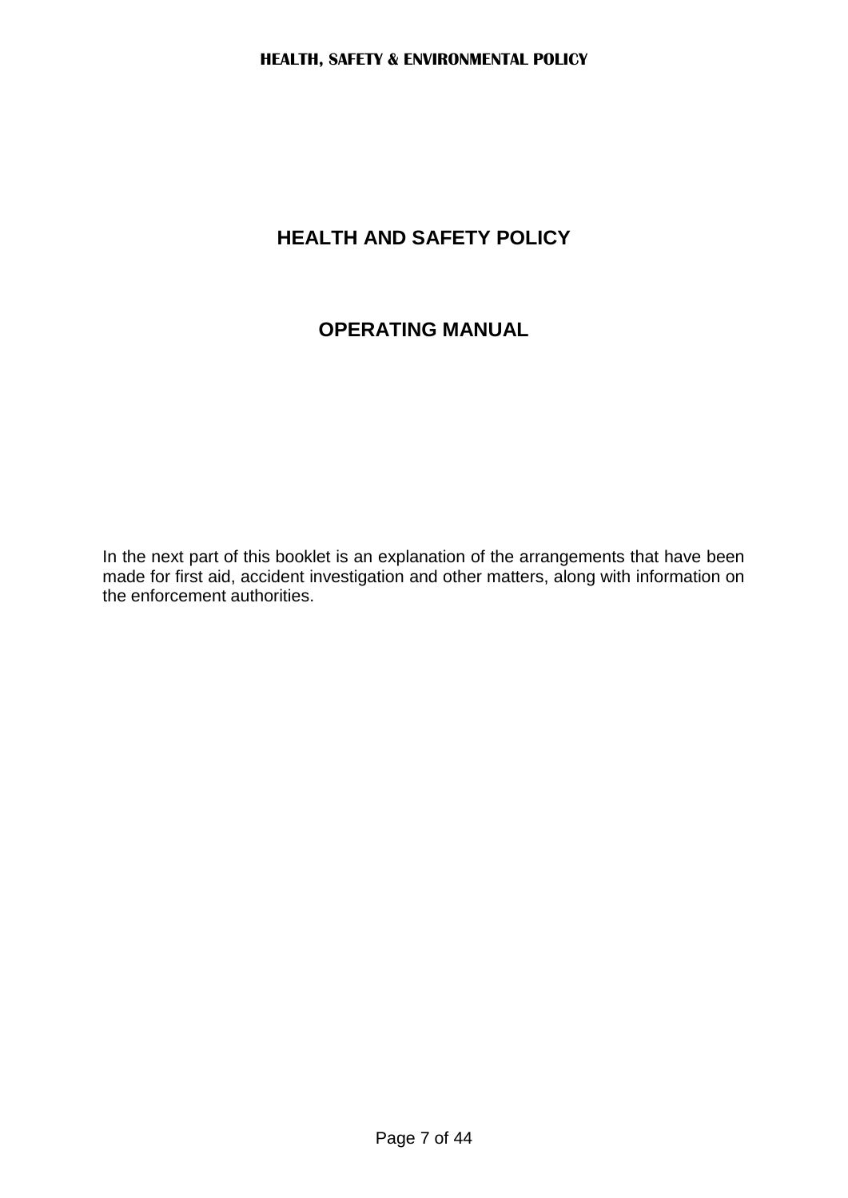# HEALTH AND SAFETY POLICY

# OPERATING MANUAL

In the next part of this booklet is an explanation of the arrangements that have been made for first aid, accident investigation and other matters, along with information on the enforcement authorities.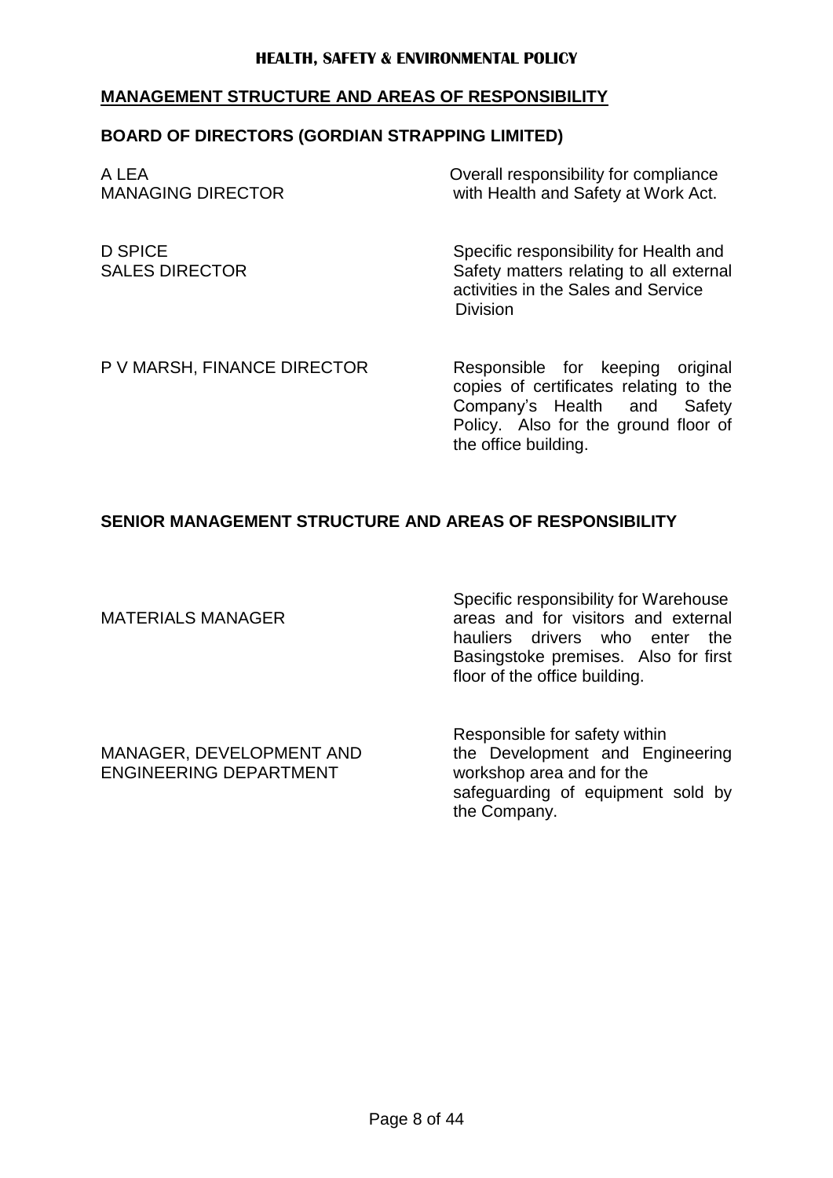## MANAGEMENT STRUCTURE AND AREAS OF RESPONSIBILITY

### BOARD OF DIRECTORS (GORDIAN STRAPPING LIMITED)

| | |
|---|---|
| A LEA<br>MANAGING DIRECTOR | Overall responsibility for compliance with Health and Safety at Work Act. |
| D SPICE<br>SALES DIRECTOR | Specific responsibility for Health and Safety matters relating to all external activities in the Sales and Service Division |
| P V MARSH, FINANCE DIRECTOR | Responsible for keeping original copies of certificates relating to the Company's Health and Safety Policy. Also for the ground floor of the office building. |

### SENIOR MANAGEMENT STRUCTURE AND AREAS OF RESPONSIBILITY

| | |
|---|---|
| MATERIALS MANAGER | Specific responsibility for Warehouse areas and for visitors and external hauliers drivers who enter the Basingstoke premises. Also for first floor of the office building. |
| MANAGER, DEVELOPMENT AND ENGINEERING DEPARTMENT | Responsible for safety within the Development and Engineering workshop area and for the safeguarding of equipment sold by the Company. |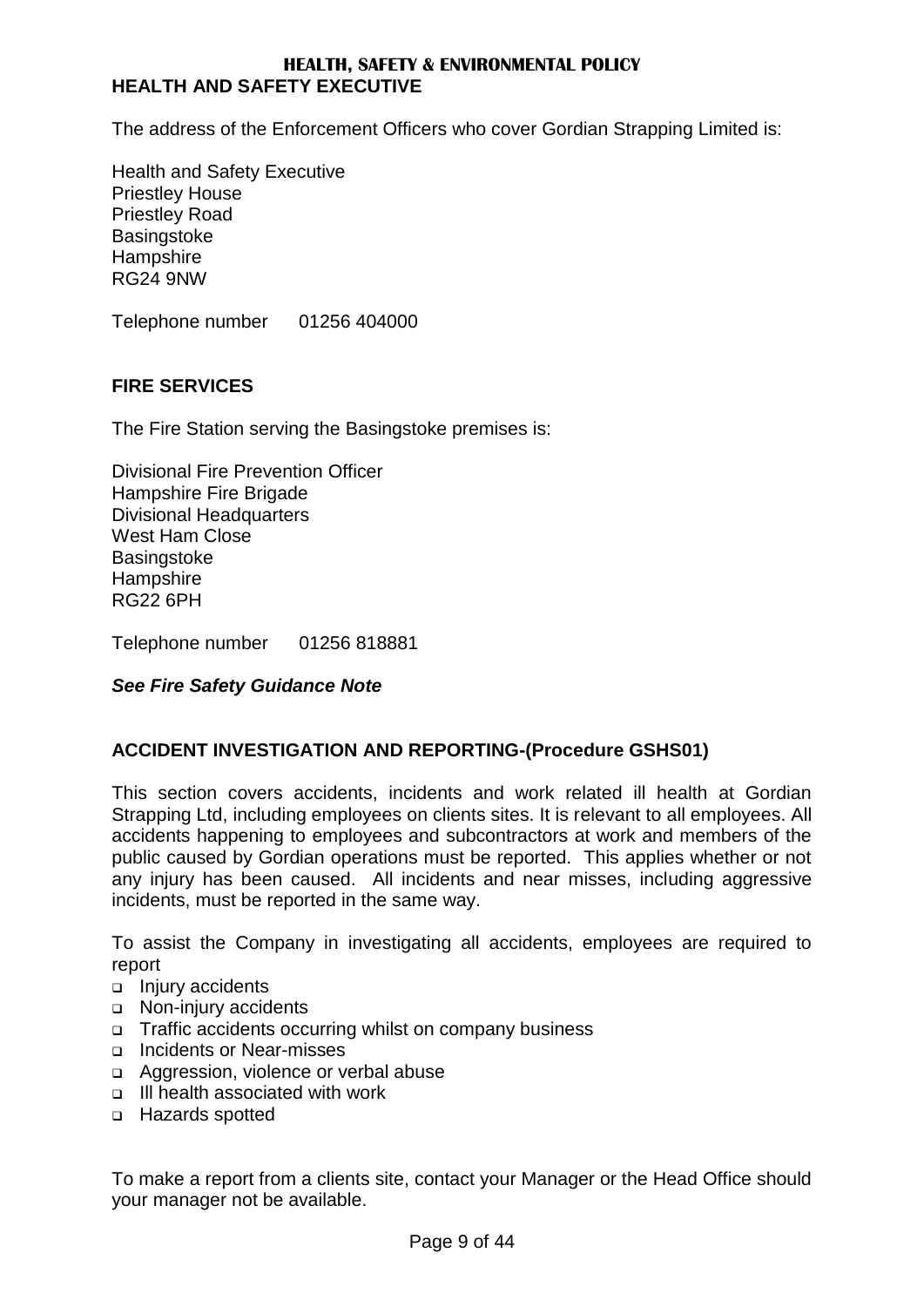## HEALTH AND SAFETY EXECUTIVE

The address of the Enforcement Officers who cover Gordian Strapping Limited is:

Health and Safety Executive
Priestley House
Priestley Road
Basingstoke
Hampshire
RG24 9NW

Telephone number 01256 404000

## FIRE SERVICES

The Fire Station serving the Basingstoke premises is:

Divisional Fire Prevention Officer
Hampshire Fire Brigade
Divisional Headquarters
West Ham Close
Basingstoke
Hampshire
RG22 6PH

Telephone number 01256 818881

***See Fire Safety Guidance Note***

## ACCIDENT INVESTIGATION AND REPORTING-(Procedure GSHS01)

This section covers accidents, incidents and work related ill health at Gordian Strapping Ltd, including employees on clients sites. It is relevant to all employees. All accidents happening to employees and subcontractors at work and members of the public caused by Gordian operations must be reported. This applies whether or not any injury has been caused. All incidents and near misses, including aggressive incidents, must be reported in the same way.

To assist the Company in investigating all accidents, employees are required to report

- Injury accidents
- Non-injury accidents
- Traffic accidents occurring whilst on company business
- Incidents or Near-misses
- Aggression, violence or verbal abuse
- Ill health associated with work
- Hazards spotted

To make a report from a clients site, contact your Manager or the Head Office should your manager not be available.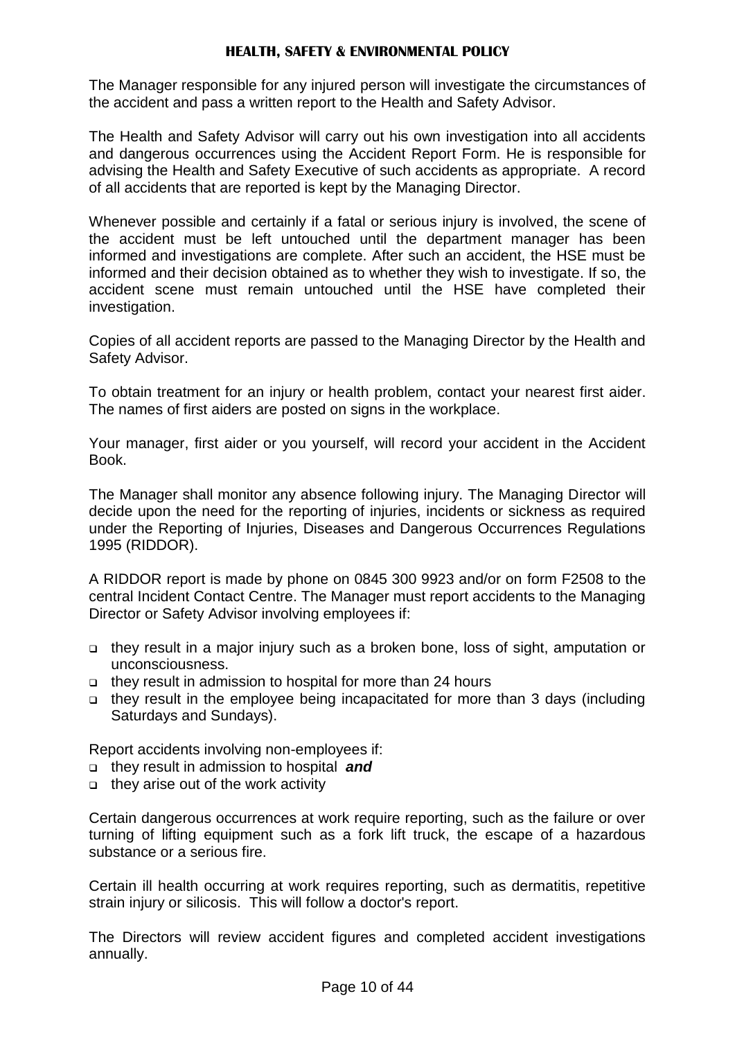The Manager responsible for any injured person will investigate the circumstances of the accident and pass a written report to the Health and Safety Advisor.

The Health and Safety Advisor will carry out his own investigation into all accidents and dangerous occurrences using the Accident Report Form. He is responsible for advising the Health and Safety Executive of such accidents as appropriate. A record of all accidents that are reported is kept by the Managing Director.

Whenever possible and certainly if a fatal or serious injury is involved, the scene of the accident must be left untouched until the department manager has been informed and investigations are complete. After such an accident, the HSE must be informed and their decision obtained as to whether they wish to investigate. If so, the accident scene must remain untouched until the HSE have completed their investigation.

Copies of all accident reports are passed to the Managing Director by the Health and Safety Advisor.

To obtain treatment for an injury or health problem, contact your nearest first aider. The names of first aiders are posted on signs in the workplace.

Your manager, first aider or you yourself, will record your accident in the Accident Book.

The Manager shall monitor any absence following injury. The Managing Director will decide upon the need for the reporting of injuries, incidents or sickness as required under the Reporting of Injuries, Diseases and Dangerous Occurrences Regulations 1995 (RIDDOR).

A RIDDOR report is made by phone on 0845 300 9923 and/or on form F2508 to the central Incident Contact Centre. The Manager must report accidents to the Managing Director or Safety Advisor involving employees if:

- they result in a major injury such as a broken bone, loss of sight, amputation or unconsciousness.
- they result in admission to hospital for more than 24 hours
- they result in the employee being incapacitated for more than 3 days (including Saturdays and Sundays).

Report accidents involving non-employees if:

- they result in admission to hospital ***and***
- they arise out of the work activity

Certain dangerous occurrences at work require reporting, such as the failure or over turning of lifting equipment such as a fork lift truck, the escape of a hazardous substance or a serious fire.

Certain ill health occurring at work requires reporting, such as dermatitis, repetitive strain injury or silicosis. This will follow a doctor's report.

The Directors will review accident figures and completed accident investigations annually.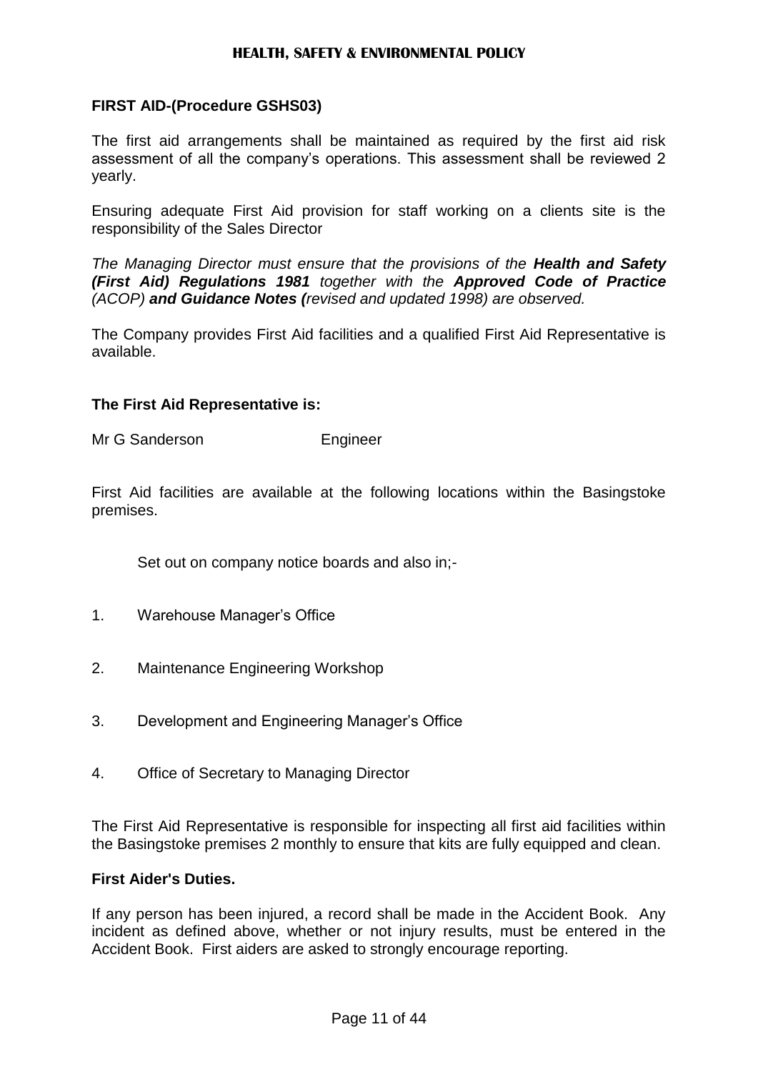**FIRST AID-(Procedure GSHS03)**

The first aid arrangements shall be maintained as required by the first aid risk assessment of all the company's operations. This assessment shall be reviewed 2 yearly.

Ensuring adequate First Aid provision for staff working on a clients site is the responsibility of the Sales Director

*The Managing Director must ensure that the provisions of the **Health and Safety (First Aid) Regulations 1981** together with the **Approved Code of Practice** (ACOP) **and Guidance Notes (**revised and updated 1998) are observed.*

The Company provides First Aid facilities and a qualified First Aid Representative is available.

**The First Aid Representative is:**

Mr G Sanderson Engineer

First Aid facilities are available at the following locations within the Basingstoke premises.

Set out on company notice boards and also in;-

1. Warehouse Manager's Office
2. Maintenance Engineering Workshop
3. Development and Engineering Manager's Office
4. Office of Secretary to Managing Director

The First Aid Representative is responsible for inspecting all first aid facilities within the Basingstoke premises 2 monthly to ensure that kits are fully equipped and clean.

**First Aider's Duties.**

If any person has been injured, a record shall be made in the Accident Book. Any incident as defined above, whether or not injury results, must be entered in the Accident Book. First aiders are asked to strongly encourage reporting.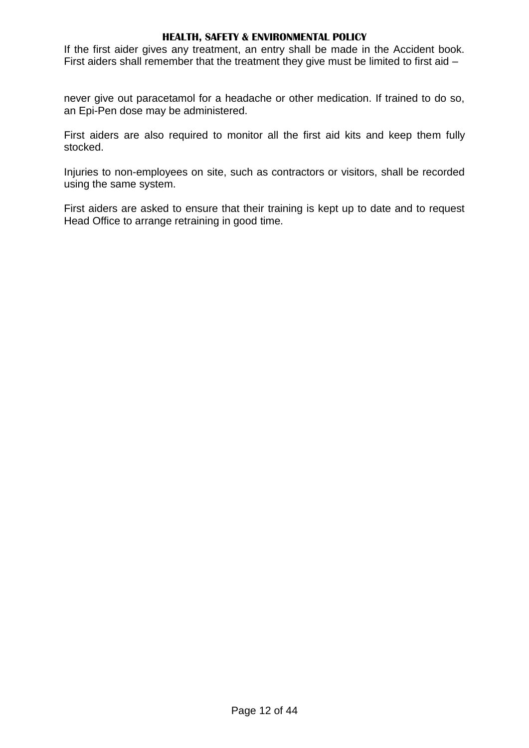If the first aider gives any treatment, an entry shall be made in the Accident book. First aiders shall remember that the treatment they give must be limited to first aid –

never give out paracetamol for a headache or other medication. If trained to do so, an Epi-Pen dose may be administered.

First aiders are also required to monitor all the first aid kits and keep them fully stocked.

Injuries to non-employees on site, such as contractors or visitors, shall be recorded using the same system.

First aiders are asked to ensure that their training is kept up to date and to request Head Office to arrange retraining in good time.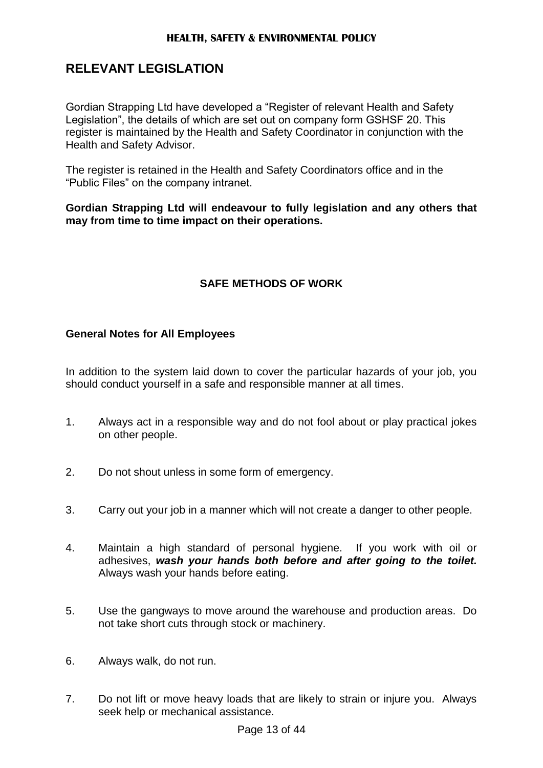## RELEVANT LEGISLATION

Gordian Strapping Ltd have developed a "Register of relevant Health and Safety Legislation", the details of which are set out on company form GSHSF 20. This register is maintained by the Health and Safety Coordinator in conjunction with the Health and Safety Advisor.

The register is retained in the Health and Safety Coordinators office and in the "Public Files" on the company intranet.

**Gordian Strapping Ltd will endeavour to fully legislation and any others that may from time to time impact on their operations.**

### SAFE METHODS OF WORK

#### General Notes for All Employees

In addition to the system laid down to cover the particular hazards of your job, you should conduct yourself in a safe and responsible manner at all times.

1. Always act in a responsible way and do not fool about or play practical jokes on other people.

2. Do not shout unless in some form of emergency.

3. Carry out your job in a manner which will not create a danger to other people.

4. Maintain a high standard of personal hygiene. If you work with oil or adhesives, ***wash your hands both before and after going to the toilet.*** Always wash your hands before eating.

5. Use the gangways to move around the warehouse and production areas. Do not take short cuts through stock or machinery.

6. Always walk, do not run.

7. Do not lift or move heavy loads that are likely to strain or injure you. Always seek help or mechanical assistance.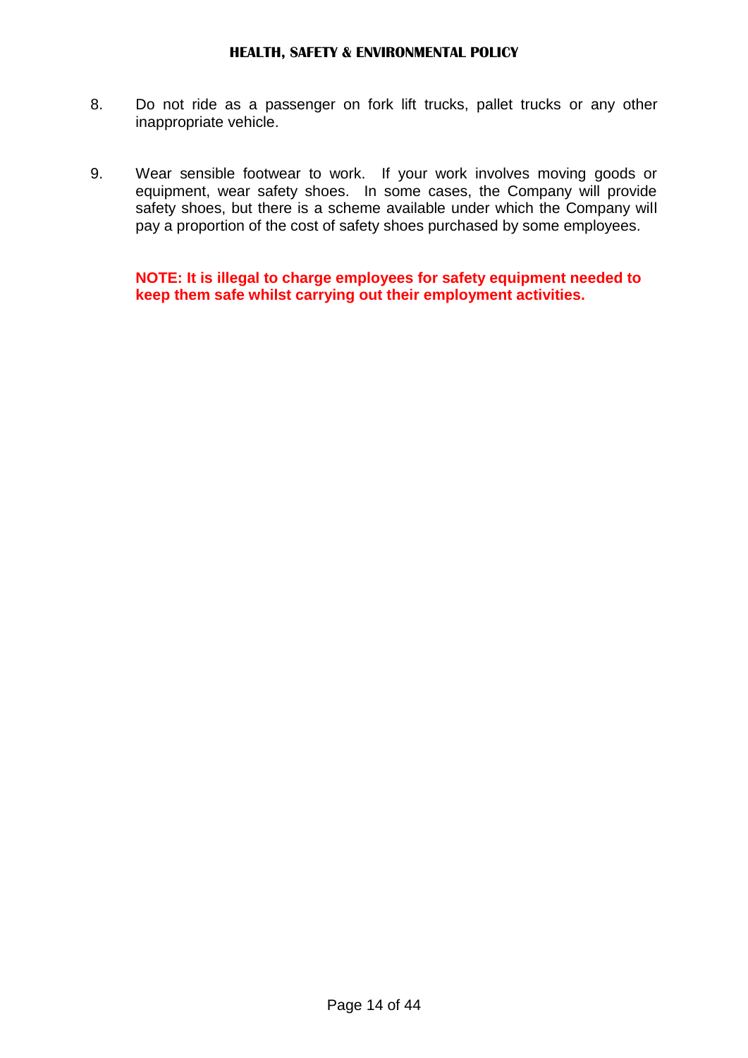8. Do not ride as a passenger on fork lift trucks, pallet trucks or any other inappropriate vehicle.

9. Wear sensible footwear to work. If your work involves moving goods or equipment, wear safety shoes. In some cases, the Company will provide safety shoes, but there is a scheme available under which the Company will pay a proportion of the cost of safety shoes purchased by some employees.

   **NOTE: It is illegal to charge employees for safety equipment needed to keep them safe whilst carrying out their employment activities.**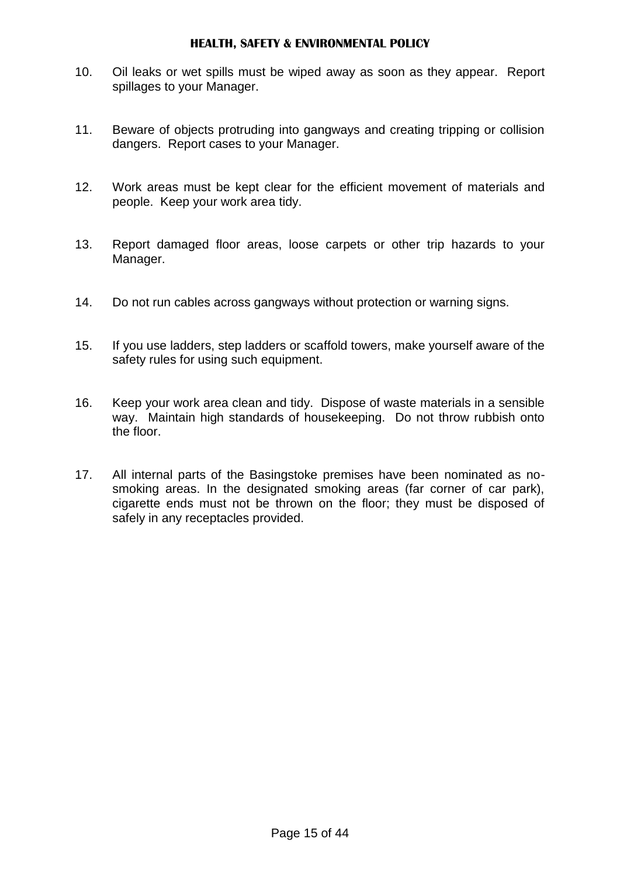10. Oil leaks or wet spills must be wiped away as soon as they appear. Report spillages to your Manager.

11. Beware of objects protruding into gangways and creating tripping or collision dangers. Report cases to your Manager.

12. Work areas must be kept clear for the efficient movement of materials and people. Keep your work area tidy.

13. Report damaged floor areas, loose carpets or other trip hazards to your Manager.

14. Do not run cables across gangways without protection or warning signs.

15. If you use ladders, step ladders or scaffold towers, make yourself aware of the safety rules for using such equipment.

16. Keep your work area clean and tidy. Dispose of waste materials in a sensible way. Maintain high standards of housekeeping. Do not throw rubbish onto the floor.

17. All internal parts of the Basingstoke premises have been nominated as no-smoking areas. In the designated smoking areas (far corner of car park), cigarette ends must not be thrown on the floor; they must be disposed of safely in any receptacles provided.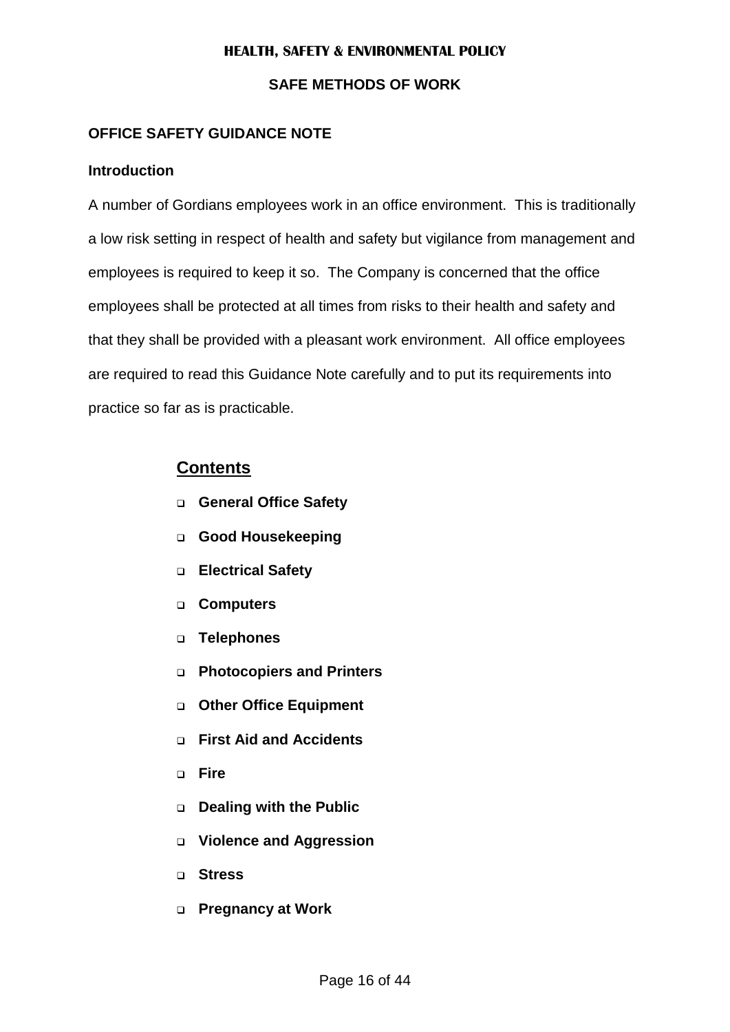**HEALTH, SAFETY & ENVIRONMENTAL POLICY**

**SAFE METHODS OF WORK**

## OFFICE SAFETY GUIDANCE NOTE

### Introduction

A number of Gordians employees work in an office environment. This is traditionally a low risk setting in respect of health and safety but vigilance from management and employees is required to keep it so. The Company is concerned that the office employees shall be protected at all times from risks to their health and safety and that they shall be provided with a pleasant work environment. All office employees are required to read this Guidance Note carefully and to put its requirements into practice so far as is practicable.

## Contents

- **General Office Safety**
- **Good Housekeeping**
- **Electrical Safety**
- **Computers**
- **Telephones**
- **Photocopiers and Printers**
- **Other Office Equipment**
- **First Aid and Accidents**
- **Fire**
- **Dealing with the Public**
- **Violence and Aggression**
- **Stress**
- **Pregnancy at Work**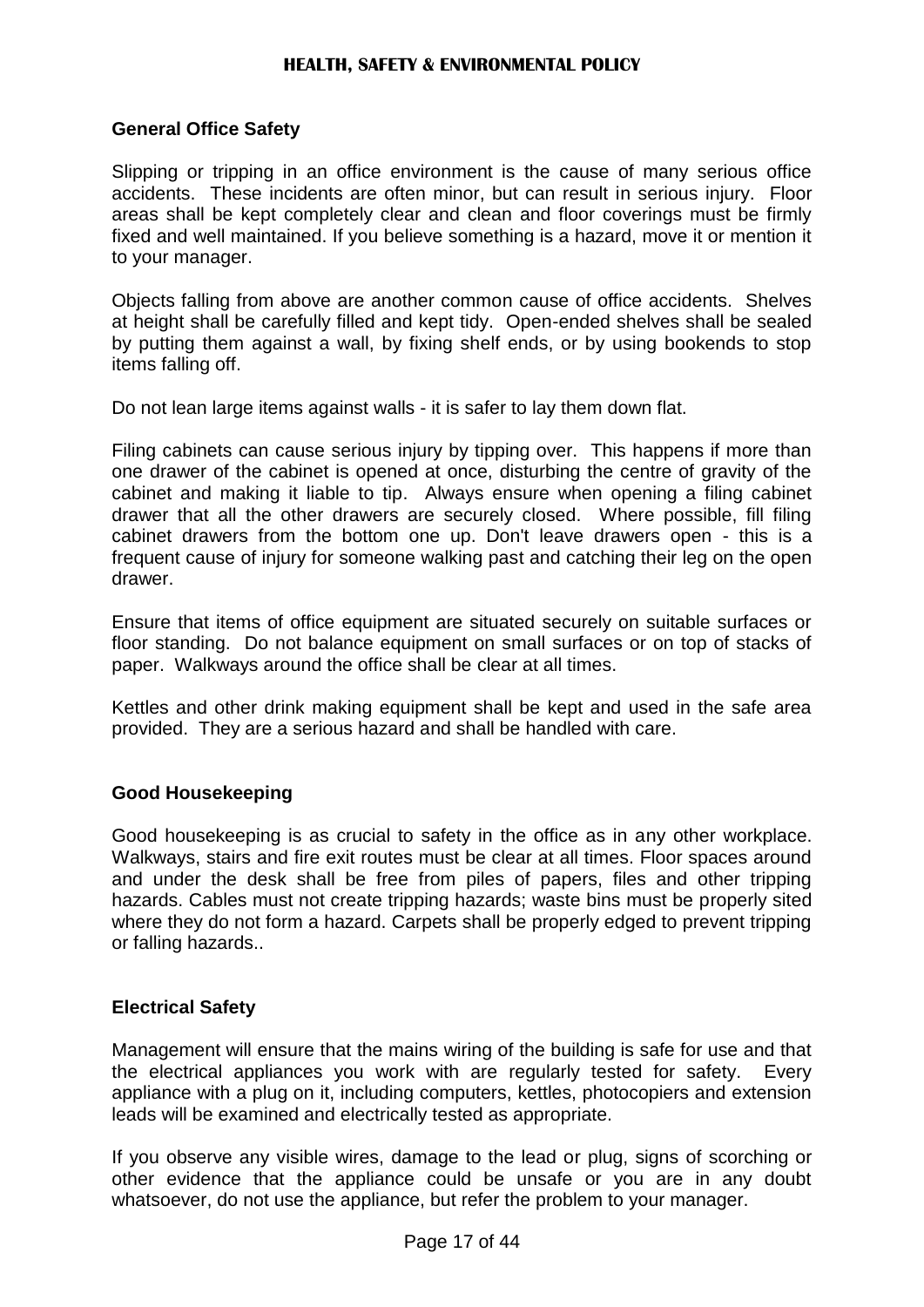## General Office Safety

Slipping or tripping in an office environment is the cause of many serious office accidents. These incidents are often minor, but can result in serious injury. Floor areas shall be kept completely clear and clean and floor coverings must be firmly fixed and well maintained. If you believe something is a hazard, move it or mention it to your manager.

Objects falling from above are another common cause of office accidents. Shelves at height shall be carefully filled and kept tidy. Open-ended shelves shall be sealed by putting them against a wall, by fixing shelf ends, or by using bookends to stop items falling off.

Do not lean large items against walls - it is safer to lay them down flat.

Filing cabinets can cause serious injury by tipping over. This happens if more than one drawer of the cabinet is opened at once, disturbing the centre of gravity of the cabinet and making it liable to tip. Always ensure when opening a filing cabinet drawer that all the other drawers are securely closed. Where possible, fill filing cabinet drawers from the bottom one up. Don't leave drawers open - this is a frequent cause of injury for someone walking past and catching their leg on the open drawer.

Ensure that items of office equipment are situated securely on suitable surfaces or floor standing. Do not balance equipment on small surfaces or on top of stacks of paper. Walkways around the office shall be clear at all times.

Kettles and other drink making equipment shall be kept and used in the safe area provided. They are a serious hazard and shall be handled with care.

## Good Housekeeping

Good housekeeping is as crucial to safety in the office as in any other workplace. Walkways, stairs and fire exit routes must be clear at all times. Floor spaces around and under the desk shall be free from piles of papers, files and other tripping hazards. Cables must not create tripping hazards; waste bins must be properly sited where they do not form a hazard. Carpets shall be properly edged to prevent tripping or falling hazards..

## Electrical Safety

Management will ensure that the mains wiring of the building is safe for use and that the electrical appliances you work with are regularly tested for safety. Every appliance with a plug on it, including computers, kettles, photocopiers and extension leads will be examined and electrically tested as appropriate.

If you observe any visible wires, damage to the lead or plug, signs of scorching or other evidence that the appliance could be unsafe or you are in any doubt whatsoever, do not use the appliance, but refer the problem to your manager.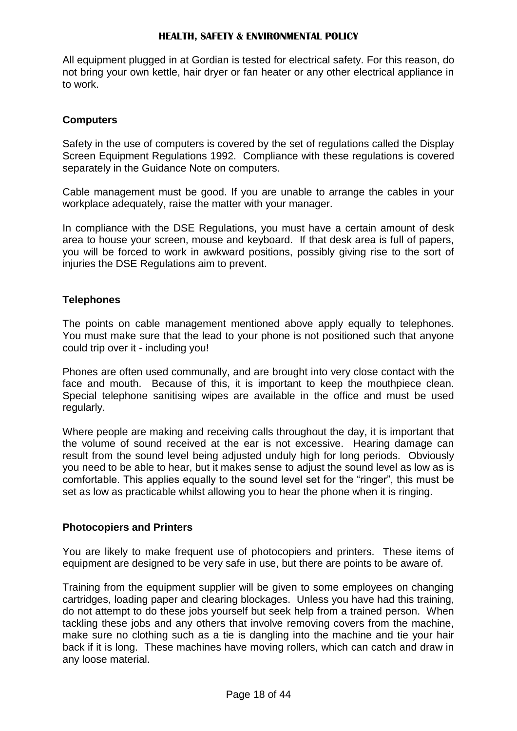All equipment plugged in at Gordian is tested for electrical safety. For this reason, do not bring your own kettle, hair dryer or fan heater or any other electrical appliance in to work.

**Computers**

Safety in the use of computers is covered by the set of regulations called the Display Screen Equipment Regulations 1992. Compliance with these regulations is covered separately in the Guidance Note on computers.

Cable management must be good. If you are unable to arrange the cables in your workplace adequately, raise the matter with your manager.

In compliance with the DSE Regulations, you must have a certain amount of desk area to house your screen, mouse and keyboard. If that desk area is full of papers, you will be forced to work in awkward positions, possibly giving rise to the sort of injuries the DSE Regulations aim to prevent.

**Telephones**

The points on cable management mentioned above apply equally to telephones. You must make sure that the lead to your phone is not positioned such that anyone could trip over it - including you!

Phones are often used communally, and are brought into very close contact with the face and mouth. Because of this, it is important to keep the mouthpiece clean. Special telephone sanitising wipes are available in the office and must be used regularly.

Where people are making and receiving calls throughout the day, it is important that the volume of sound received at the ear is not excessive. Hearing damage can result from the sound level being adjusted unduly high for long periods. Obviously you need to be able to hear, but it makes sense to adjust the sound level as low as is comfortable. This applies equally to the sound level set for the "ringer", this must be set as low as practicable whilst allowing you to hear the phone when it is ringing.

**Photocopiers and Printers**

You are likely to make frequent use of photocopiers and printers. These items of equipment are designed to be very safe in use, but there are points to be aware of.

Training from the equipment supplier will be given to some employees on changing cartridges, loading paper and clearing blockages. Unless you have had this training, do not attempt to do these jobs yourself but seek help from a trained person. When tackling these jobs and any others that involve removing covers from the machine, make sure no clothing such as a tie is dangling into the machine and tie your hair back if it is long. These machines have moving rollers, which can catch and draw in any loose material.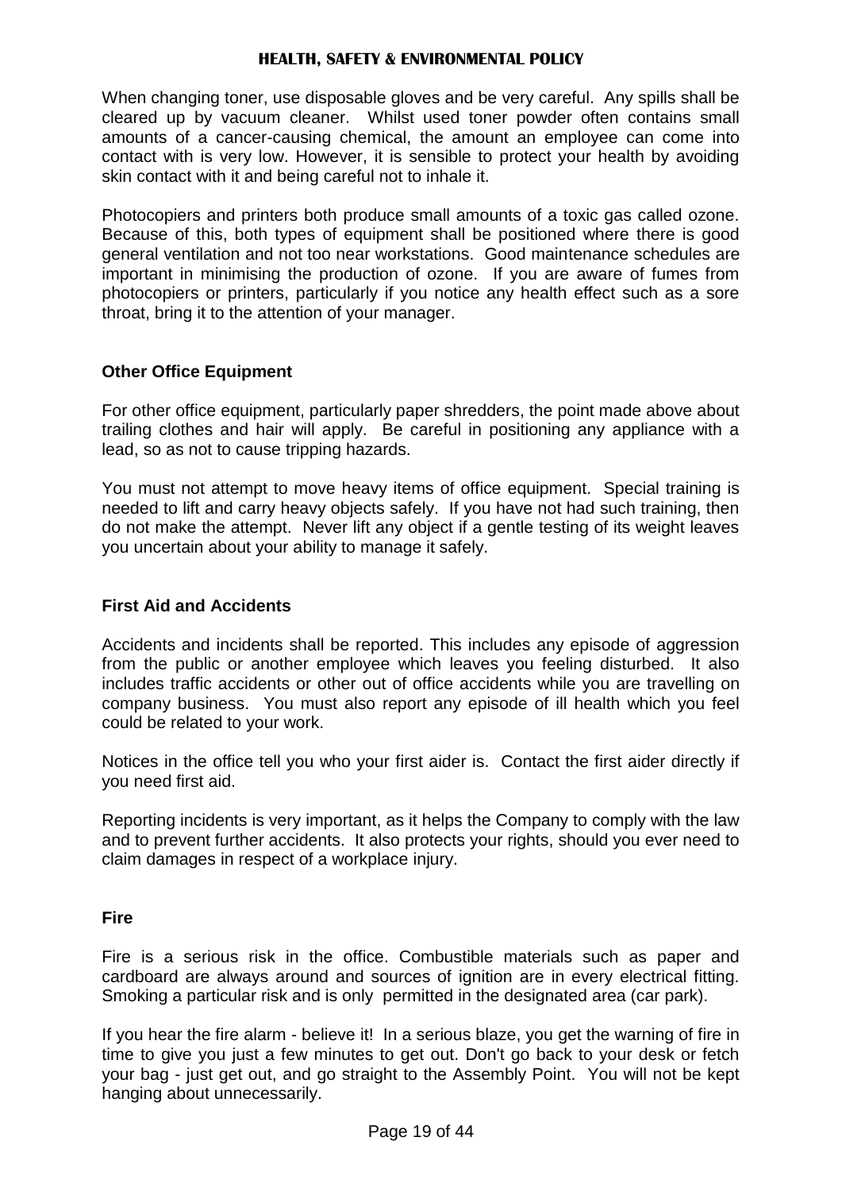When changing toner, use disposable gloves and be very careful. Any spills shall be cleared up by vacuum cleaner. Whilst used toner powder often contains small amounts of a cancer-causing chemical, the amount an employee can come into contact with is very low. However, it is sensible to protect your health by avoiding skin contact with it and being careful not to inhale it.

Photocopiers and printers both produce small amounts of a toxic gas called ozone. Because of this, both types of equipment shall be positioned where there is good general ventilation and not too near workstations. Good maintenance schedules are important in minimising the production of ozone. If you are aware of fumes from photocopiers or printers, particularly if you notice any health effect such as a sore throat, bring it to the attention of your manager.

**Other Office Equipment**

For other office equipment, particularly paper shredders, the point made above about trailing clothes and hair will apply. Be careful in positioning any appliance with a lead, so as not to cause tripping hazards.

You must not attempt to move heavy items of office equipment. Special training is needed to lift and carry heavy objects safely. If you have not had such training, then do not make the attempt. Never lift any object if a gentle testing of its weight leaves you uncertain about your ability to manage it safely.

**First Aid and Accidents**

Accidents and incidents shall be reported. This includes any episode of aggression from the public or another employee which leaves you feeling disturbed. It also includes traffic accidents or other out of office accidents while you are travelling on company business. You must also report any episode of ill health which you feel could be related to your work.

Notices in the office tell you who your first aider is. Contact the first aider directly if you need first aid.

Reporting incidents is very important, as it helps the Company to comply with the law and to prevent further accidents. It also protects your rights, should you ever need to claim damages in respect of a workplace injury.

**Fire**

Fire is a serious risk in the office. Combustible materials such as paper and cardboard are always around and sources of ignition are in every electrical fitting. Smoking a particular risk and is only permitted in the designated area (car park).

If you hear the fire alarm - believe it! In a serious blaze, you get the warning of fire in time to give you just a few minutes to get out. Don't go back to your desk or fetch your bag - just get out, and go straight to the Assembly Point. You will not be kept hanging about unnecessarily.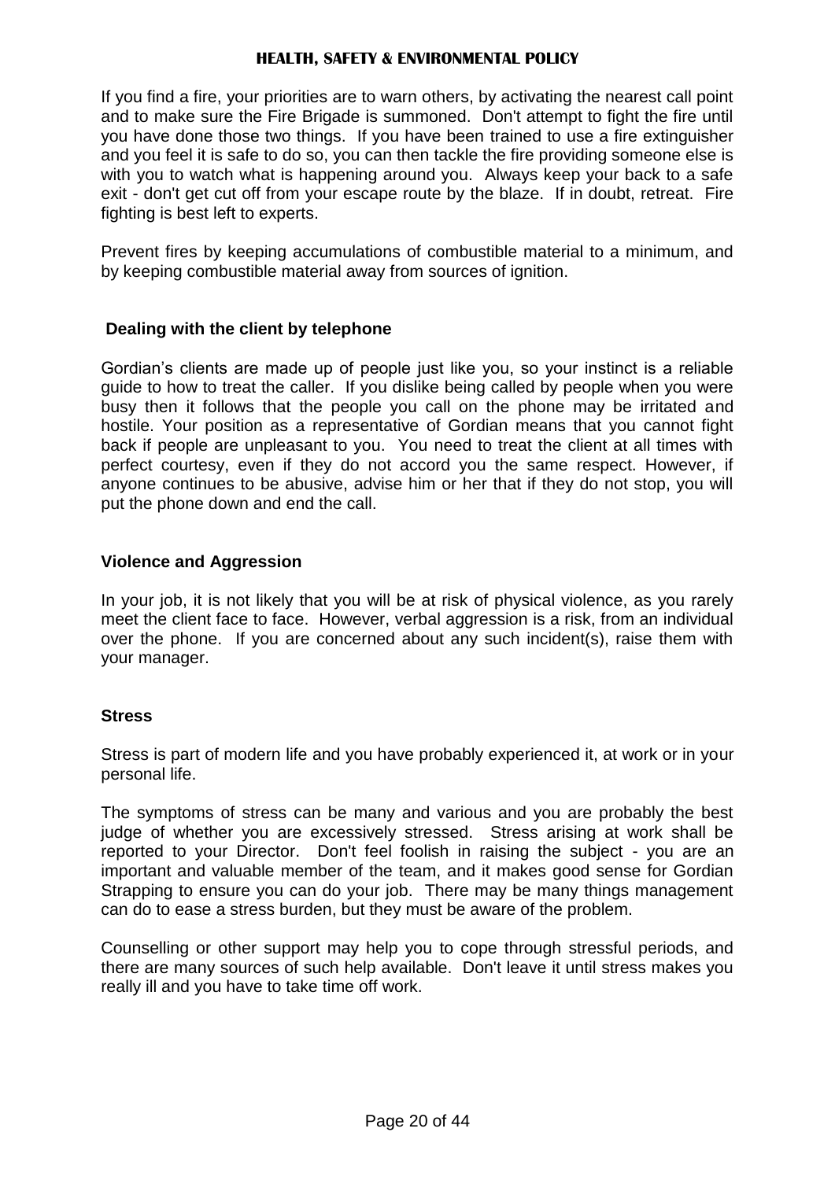If you find a fire, your priorities are to warn others, by activating the nearest call point and to make sure the Fire Brigade is summoned. Don't attempt to fight the fire until you have done those two things. If you have been trained to use a fire extinguisher and you feel it is safe to do so, you can then tackle the fire providing someone else is with you to watch what is happening around you. Always keep your back to a safe exit - don't get cut off from your escape route by the blaze. If in doubt, retreat. Fire fighting is best left to experts.

Prevent fires by keeping accumulations of combustible material to a minimum, and by keeping combustible material away from sources of ignition.

## Dealing with the client by telephone

Gordian's clients are made up of people just like you, so your instinct is a reliable guide to how to treat the caller. If you dislike being called by people when you were busy then it follows that the people you call on the phone may be irritated and hostile. Your position as a representative of Gordian means that you cannot fight back if people are unpleasant to you. You need to treat the client at all times with perfect courtesy, even if they do not accord you the same respect. However, if anyone continues to be abusive, advise him or her that if they do not stop, you will put the phone down and end the call.

## Violence and Aggression

In your job, it is not likely that you will be at risk of physical violence, as you rarely meet the client face to face. However, verbal aggression is a risk, from an individual over the phone. If you are concerned about any such incident(s), raise them with your manager.

## Stress

Stress is part of modern life and you have probably experienced it, at work or in your personal life.

The symptoms of stress can be many and various and you are probably the best judge of whether you are excessively stressed. Stress arising at work shall be reported to your Director. Don't feel foolish in raising the subject - you are an important and valuable member of the team, and it makes good sense for Gordian Strapping to ensure you can do your job. There may be many things management can do to ease a stress burden, but they must be aware of the problem.

Counselling or other support may help you to cope through stressful periods, and there are many sources of such help available. Don't leave it until stress makes you really ill and you have to take time off work.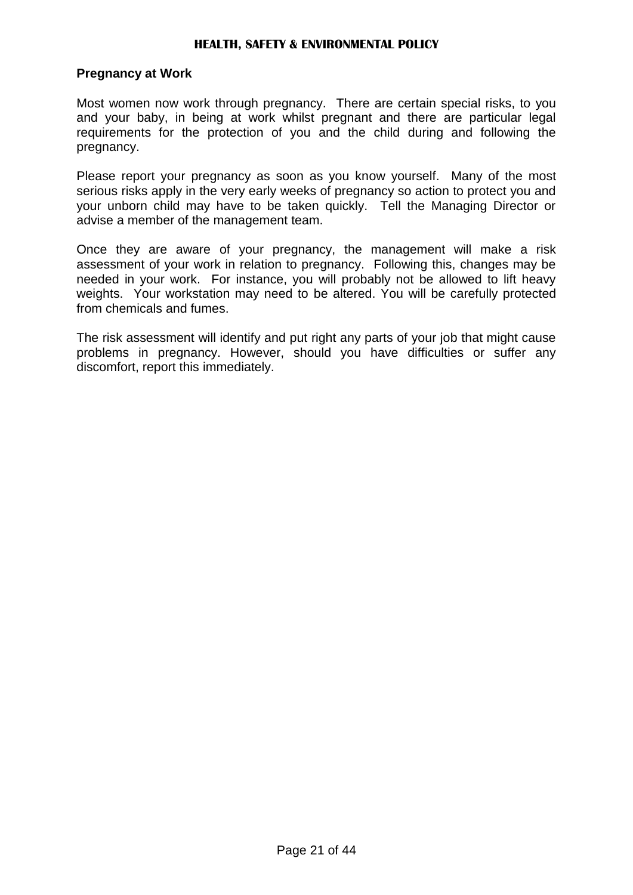## Pregnancy at Work

Most women now work through pregnancy. There are certain special risks, to you and your baby, in being at work whilst pregnant and there are particular legal requirements for the protection of you and the child during and following the pregnancy.

Please report your pregnancy as soon as you know yourself. Many of the most serious risks apply in the very early weeks of pregnancy so action to protect you and your unborn child may have to be taken quickly. Tell the Managing Director or advise a member of the management team.

Once they are aware of your pregnancy, the management will make a risk assessment of your work in relation to pregnancy. Following this, changes may be needed in your work. For instance, you will probably not be allowed to lift heavy weights. Your workstation may need to be altered. You will be carefully protected from chemicals and fumes.

The risk assessment will identify and put right any parts of your job that might cause problems in pregnancy. However, should you have difficulties or suffer any discomfort, report this immediately.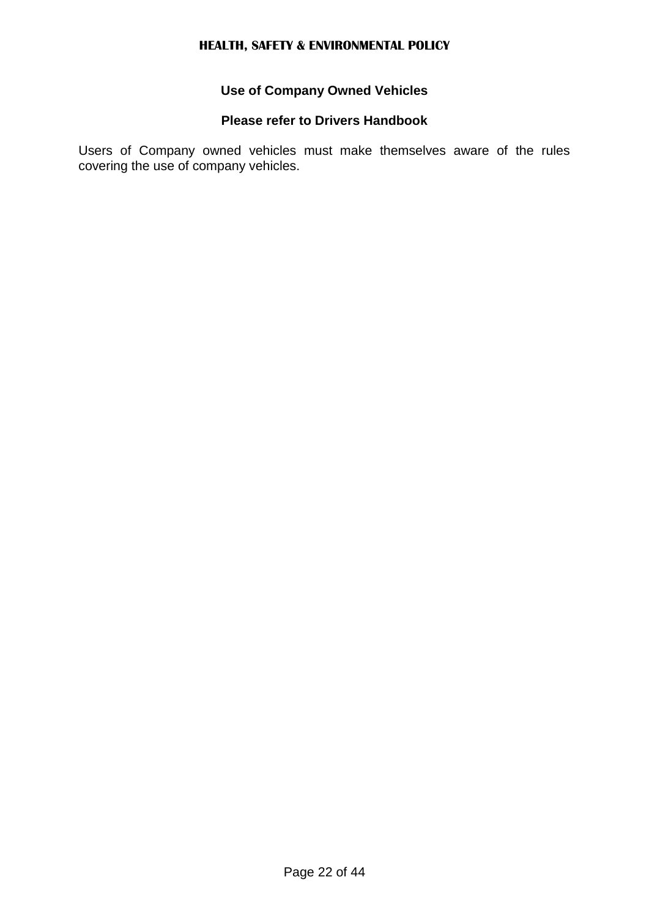## Use of Company Owned Vehicles

**Please refer to Drivers Handbook**

Users of Company owned vehicles must make themselves aware of the rules covering the use of company vehicles.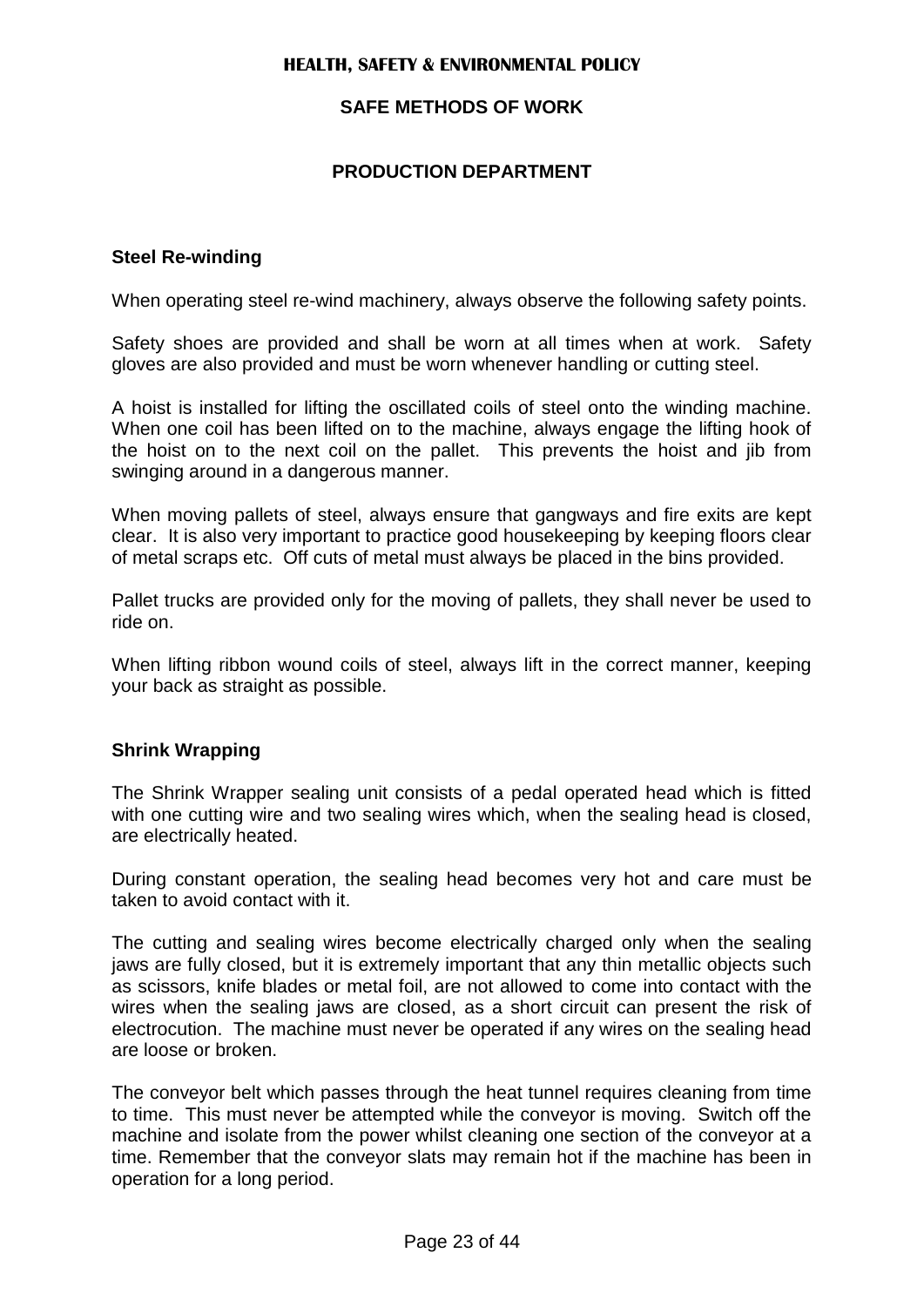# HEALTH, SAFETY & ENVIRONMENTAL POLICY

## SAFE METHODS OF WORK

## PRODUCTION DEPARTMENT

### Steel Re-winding

When operating steel re-wind machinery, always observe the following safety points.

Safety shoes are provided and shall be worn at all times when at work. Safety gloves are also provided and must be worn whenever handling or cutting steel.

A hoist is installed for lifting the oscillated coils of steel onto the winding machine. When one coil has been lifted on to the machine, always engage the lifting hook of the hoist on to the next coil on the pallet. This prevents the hoist and jib from swinging around in a dangerous manner.

When moving pallets of steel, always ensure that gangways and fire exits are kept clear. It is also very important to practice good housekeeping by keeping floors clear of metal scraps etc. Off cuts of metal must always be placed in the bins provided.

Pallet trucks are provided only for the moving of pallets, they shall never be used to ride on.

When lifting ribbon wound coils of steel, always lift in the correct manner, keeping your back as straight as possible.

### Shrink Wrapping

The Shrink Wrapper sealing unit consists of a pedal operated head which is fitted with one cutting wire and two sealing wires which, when the sealing head is closed, are electrically heated.

During constant operation, the sealing head becomes very hot and care must be taken to avoid contact with it.

The cutting and sealing wires become electrically charged only when the sealing jaws are fully closed, but it is extremely important that any thin metallic objects such as scissors, knife blades or metal foil, are not allowed to come into contact with the wires when the sealing jaws are closed, as a short circuit can present the risk of electrocution. The machine must never be operated if any wires on the sealing head are loose or broken.

The conveyor belt which passes through the heat tunnel requires cleaning from time to time. This must never be attempted while the conveyor is moving. Switch off the machine and isolate from the power whilst cleaning one section of the conveyor at a time. Remember that the conveyor slats may remain hot if the machine has been in operation for a long period.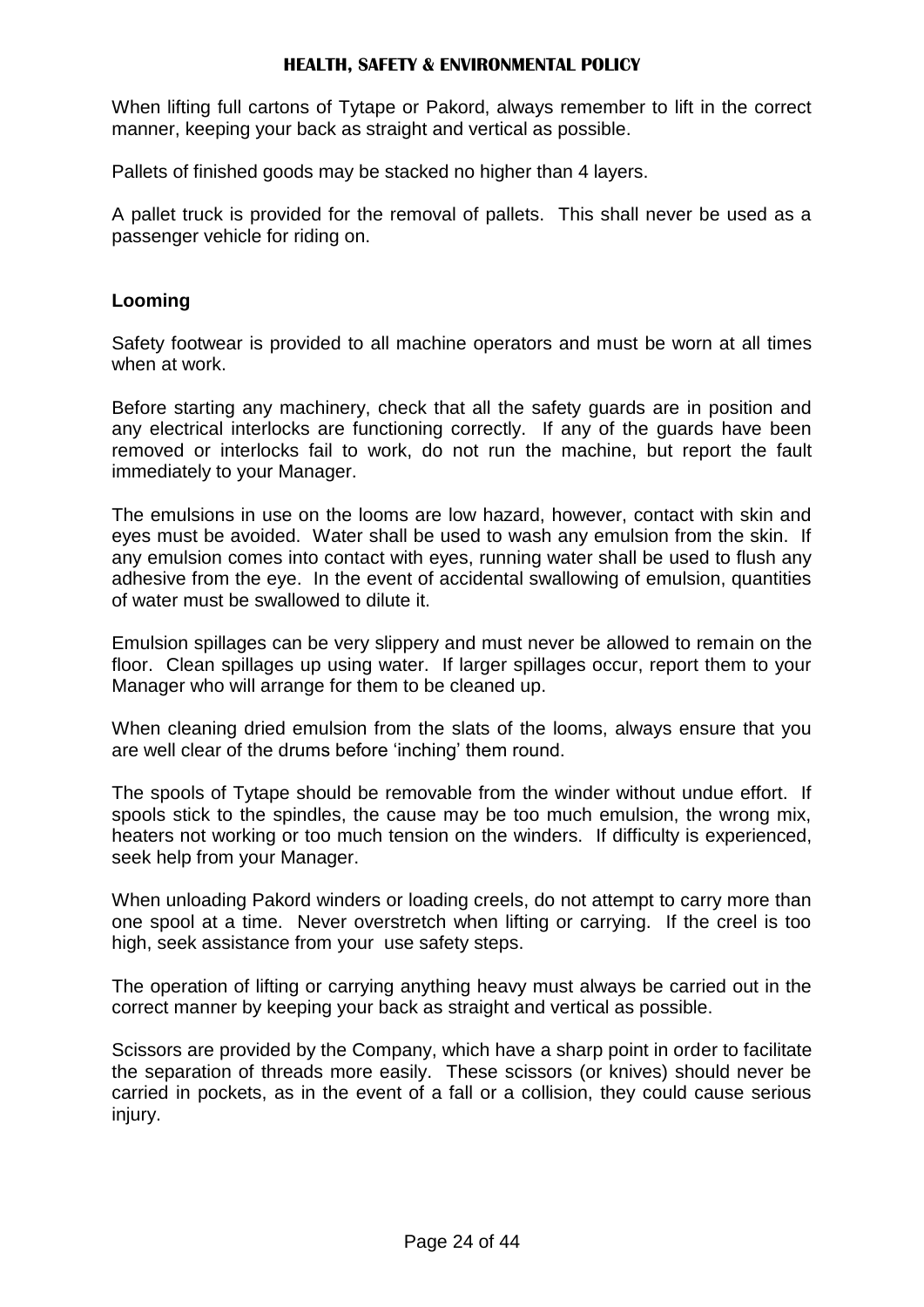When lifting full cartons of Tytape or Pakord, always remember to lift in the correct manner, keeping your back as straight and vertical as possible.

Pallets of finished goods may be stacked no higher than 4 layers.

A pallet truck is provided for the removal of pallets. This shall never be used as a passenger vehicle for riding on.

## Looming

Safety footwear is provided to all machine operators and must be worn at all times when at work.

Before starting any machinery, check that all the safety guards are in position and any electrical interlocks are functioning correctly. If any of the guards have been removed or interlocks fail to work, do not run the machine, but report the fault immediately to your Manager.

The emulsions in use on the looms are low hazard, however, contact with skin and eyes must be avoided. Water shall be used to wash any emulsion from the skin. If any emulsion comes into contact with eyes, running water shall be used to flush any adhesive from the eye. In the event of accidental swallowing of emulsion, quantities of water must be swallowed to dilute it.

Emulsion spillages can be very slippery and must never be allowed to remain on the floor. Clean spillages up using water. If larger spillages occur, report them to your Manager who will arrange for them to be cleaned up.

When cleaning dried emulsion from the slats of the looms, always ensure that you are well clear of the drums before 'inching' them round.

The spools of Tytape should be removable from the winder without undue effort. If spools stick to the spindles, the cause may be too much emulsion, the wrong mix, heaters not working or too much tension on the winders. If difficulty is experienced, seek help from your Manager.

When unloading Pakord winders or loading creels, do not attempt to carry more than one spool at a time. Never overstretch when lifting or carrying. If the creel is too high, seek assistance from your use safety steps.

The operation of lifting or carrying anything heavy must always be carried out in the correct manner by keeping your back as straight and vertical as possible.

Scissors are provided by the Company, which have a sharp point in order to facilitate the separation of threads more easily. These scissors (or knives) should never be carried in pockets, as in the event of a fall or a collision, they could cause serious injury.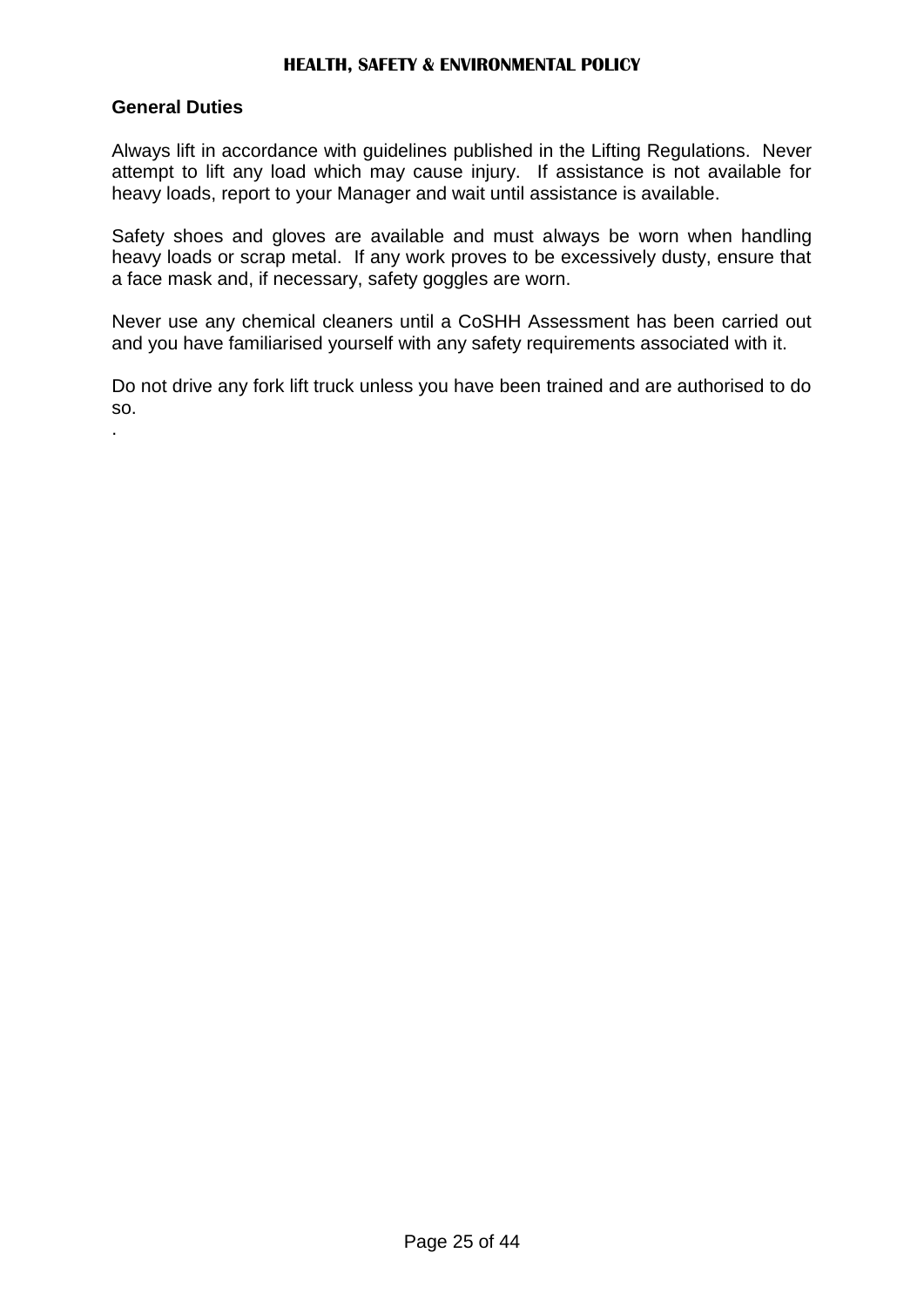## General Duties

Always lift in accordance with guidelines published in the Lifting Regulations. Never attempt to lift any load which may cause injury. If assistance is not available for heavy loads, report to your Manager and wait until assistance is available.

Safety shoes and gloves are available and must always be worn when handling heavy loads or scrap metal. If any work proves to be excessively dusty, ensure that a face mask and, if necessary, safety goggles are worn.

Never use any chemical cleaners until a CoSHH Assessment has been carried out and you have familiarised yourself with any safety requirements associated with it.

Do not drive any fork lift truck unless you have been trained and are authorised to do so.

.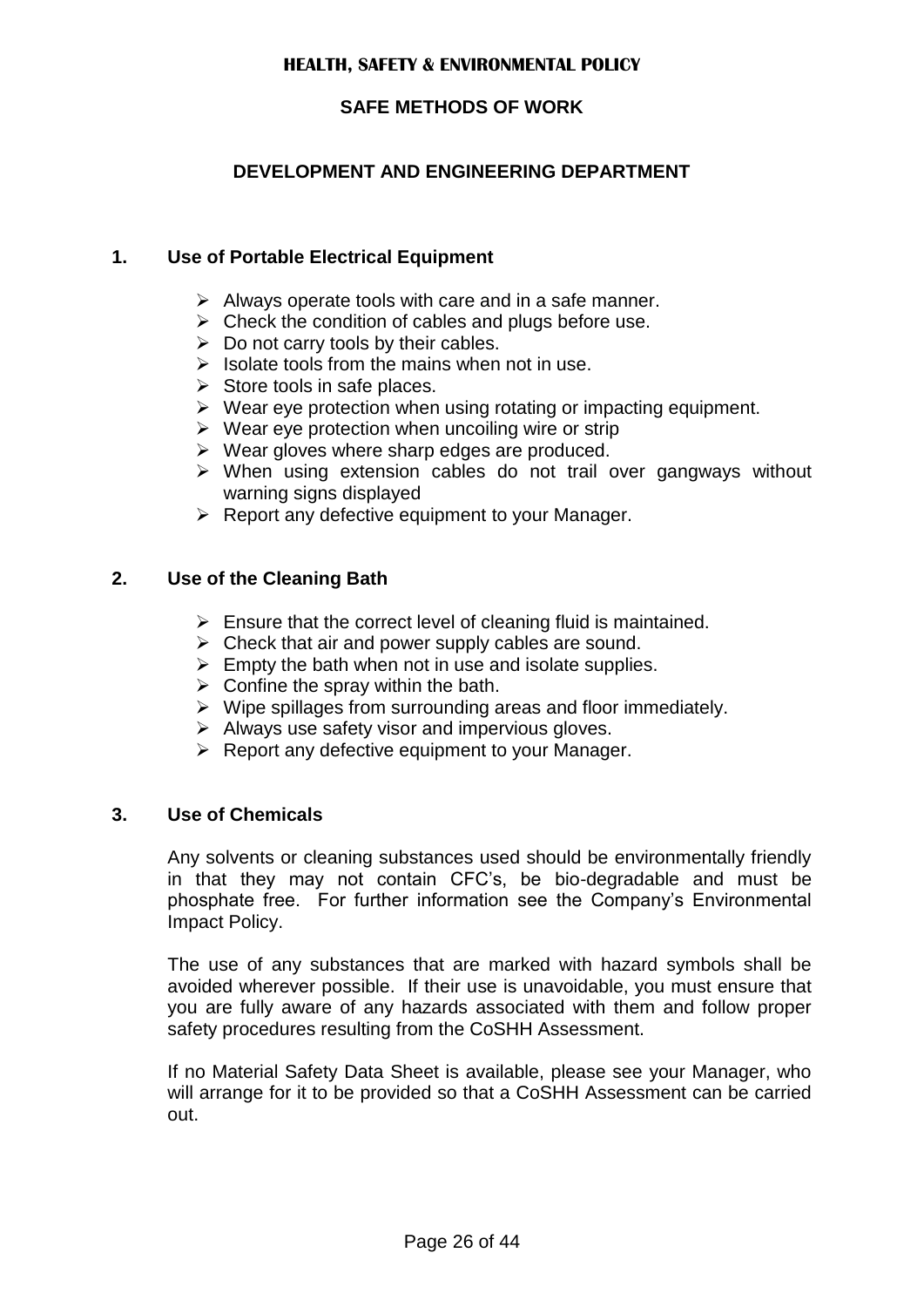**HEALTH, SAFETY & ENVIRONMENTAL POLICY**

**SAFE METHODS OF WORK**

## DEVELOPMENT AND ENGINEERING DEPARTMENT

### 1. Use of Portable Electrical Equipment

- Always operate tools with care and in a safe manner.
- Check the condition of cables and plugs before use.
- Do not carry tools by their cables.
- Isolate tools from the mains when not in use.
- Store tools in safe places.
- Wear eye protection when using rotating or impacting equipment.
- Wear eye protection when uncoiling wire or strip
- Wear gloves where sharp edges are produced.
- When using extension cables do not trail over gangways without warning signs displayed
- Report any defective equipment to your Manager.

### 2. Use of the Cleaning Bath

- Ensure that the correct level of cleaning fluid is maintained.
- Check that air and power supply cables are sound.
- Empty the bath when not in use and isolate supplies.
- Confine the spray within the bath.
- Wipe spillages from surrounding areas and floor immediately.
- Always use safety visor and impervious gloves.
- Report any defective equipment to your Manager.

### 3. Use of Chemicals

Any solvents or cleaning substances used should be environmentally friendly in that they may not contain CFC's, be bio-degradable and must be phosphate free. For further information see the Company's Environmental Impact Policy.

The use of any substances that are marked with hazard symbols shall be avoided wherever possible. If their use is unavoidable, you must ensure that you are fully aware of any hazards associated with them and follow proper safety procedures resulting from the CoSHH Assessment.

If no Material Safety Data Sheet is available, please see your Manager, who will arrange for it to be provided so that a CoSHH Assessment can be carried out.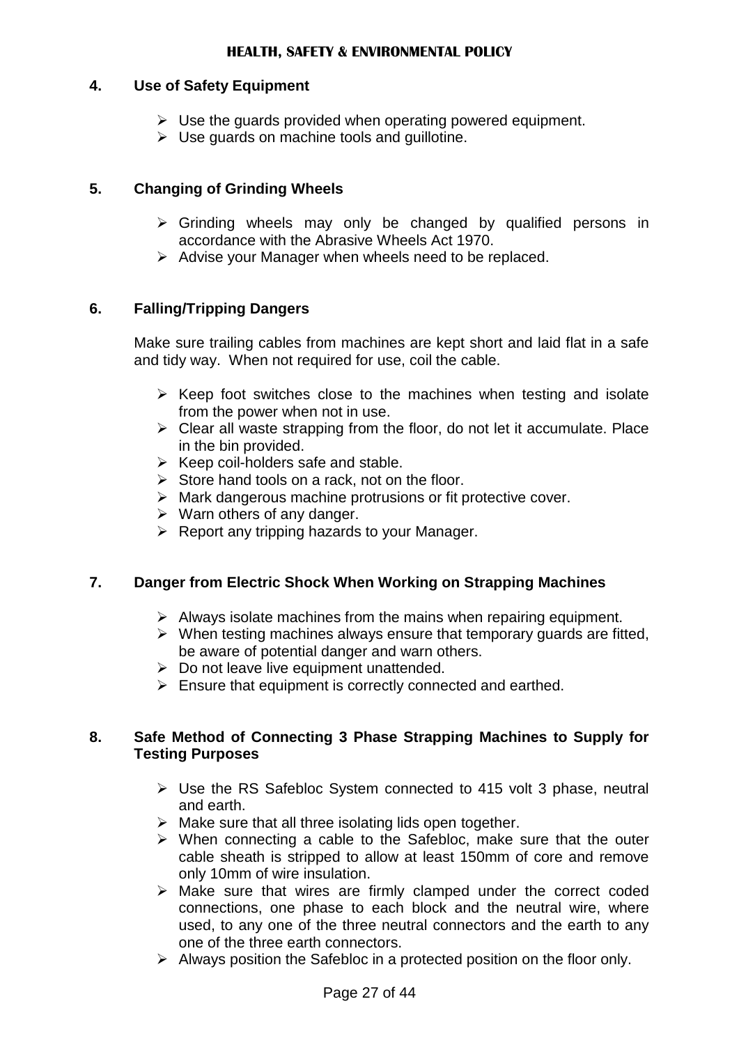## 4. Use of Safety Equipment

- Use the guards provided when operating powered equipment.
- Use guards on machine tools and guillotine.

## 5. Changing of Grinding Wheels

- Grinding wheels may only be changed by qualified persons in accordance with the Abrasive Wheels Act 1970.
- Advise your Manager when wheels need to be replaced.

## 6. Falling/Tripping Dangers

Make sure trailing cables from machines are kept short and laid flat in a safe and tidy way. When not required for use, coil the cable.

- Keep foot switches close to the machines when testing and isolate from the power when not in use.
- Clear all waste strapping from the floor, do not let it accumulate. Place in the bin provided.
- Keep coil-holders safe and stable.
- Store hand tools on a rack, not on the floor.
- Mark dangerous machine protrusions or fit protective cover.
- Warn others of any danger.
- Report any tripping hazards to your Manager.

## 7. Danger from Electric Shock When Working on Strapping Machines

- Always isolate machines from the mains when repairing equipment.
- When testing machines always ensure that temporary guards are fitted, be aware of potential danger and warn others.
- Do not leave live equipment unattended.
- Ensure that equipment is correctly connected and earthed.

## 8. Safe Method of Connecting 3 Phase Strapping Machines to Supply for Testing Purposes

- Use the RS Safebloc System connected to 415 volt 3 phase, neutral and earth.
- Make sure that all three isolating lids open together.
- When connecting a cable to the Safebloc, make sure that the outer cable sheath is stripped to allow at least 150mm of core and remove only 10mm of wire insulation.
- Make sure that wires are firmly clamped under the correct coded connections, one phase to each block and the neutral wire, where used, to any one of the three neutral connectors and the earth to any one of the three earth connectors.
- Always position the Safebloc in a protected position on the floor only.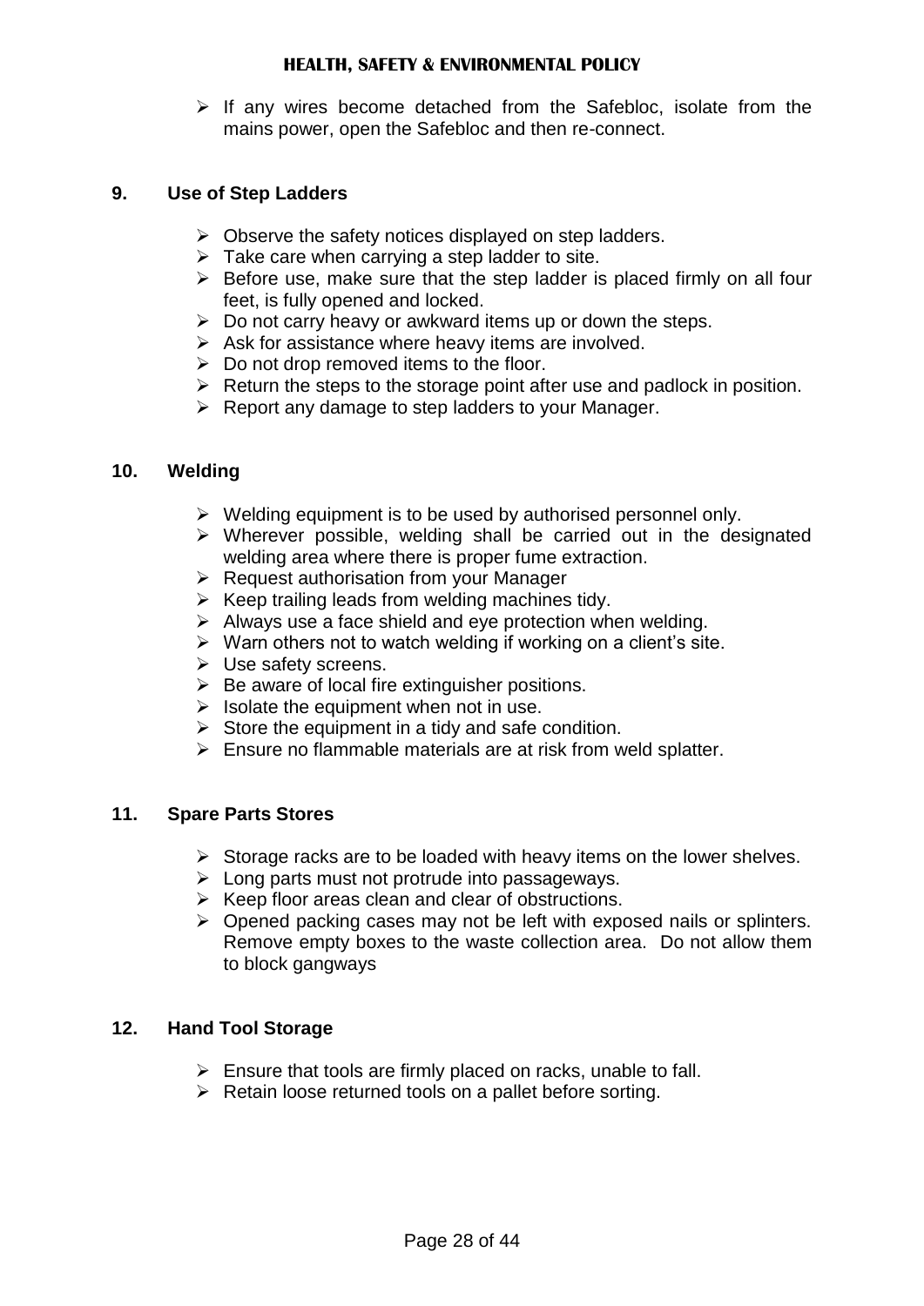- If any wires become detached from the Safebloc, isolate from the mains power, open the Safebloc and then re-connect.

## 9. Use of Step Ladders

- Observe the safety notices displayed on step ladders.
- Take care when carrying a step ladder to site.
- Before use, make sure that the step ladder is placed firmly on all four feet, is fully opened and locked.
- Do not carry heavy or awkward items up or down the steps.
- Ask for assistance where heavy items are involved.
- Do not drop removed items to the floor.
- Return the steps to the storage point after use and padlock in position.
- Report any damage to step ladders to your Manager.

## 10. Welding

- Welding equipment is to be used by authorised personnel only.
- Wherever possible, welding shall be carried out in the designated welding area where there is proper fume extraction.
- Request authorisation from your Manager
- Keep trailing leads from welding machines tidy.
- Always use a face shield and eye protection when welding.
- Warn others not to watch welding if working on a client's site.
- Use safety screens.
- Be aware of local fire extinguisher positions.
- Isolate the equipment when not in use.
- Store the equipment in a tidy and safe condition.
- Ensure no flammable materials are at risk from weld splatter.

## 11. Spare Parts Stores

- Storage racks are to be loaded with heavy items on the lower shelves.
- Long parts must not protrude into passageways.
- Keep floor areas clean and clear of obstructions.
- Opened packing cases may not be left with exposed nails or splinters. Remove empty boxes to the waste collection area. Do not allow them to block gangways

## 12. Hand Tool Storage

- Ensure that tools are firmly placed on racks, unable to fall.
- Retain loose returned tools on a pallet before sorting.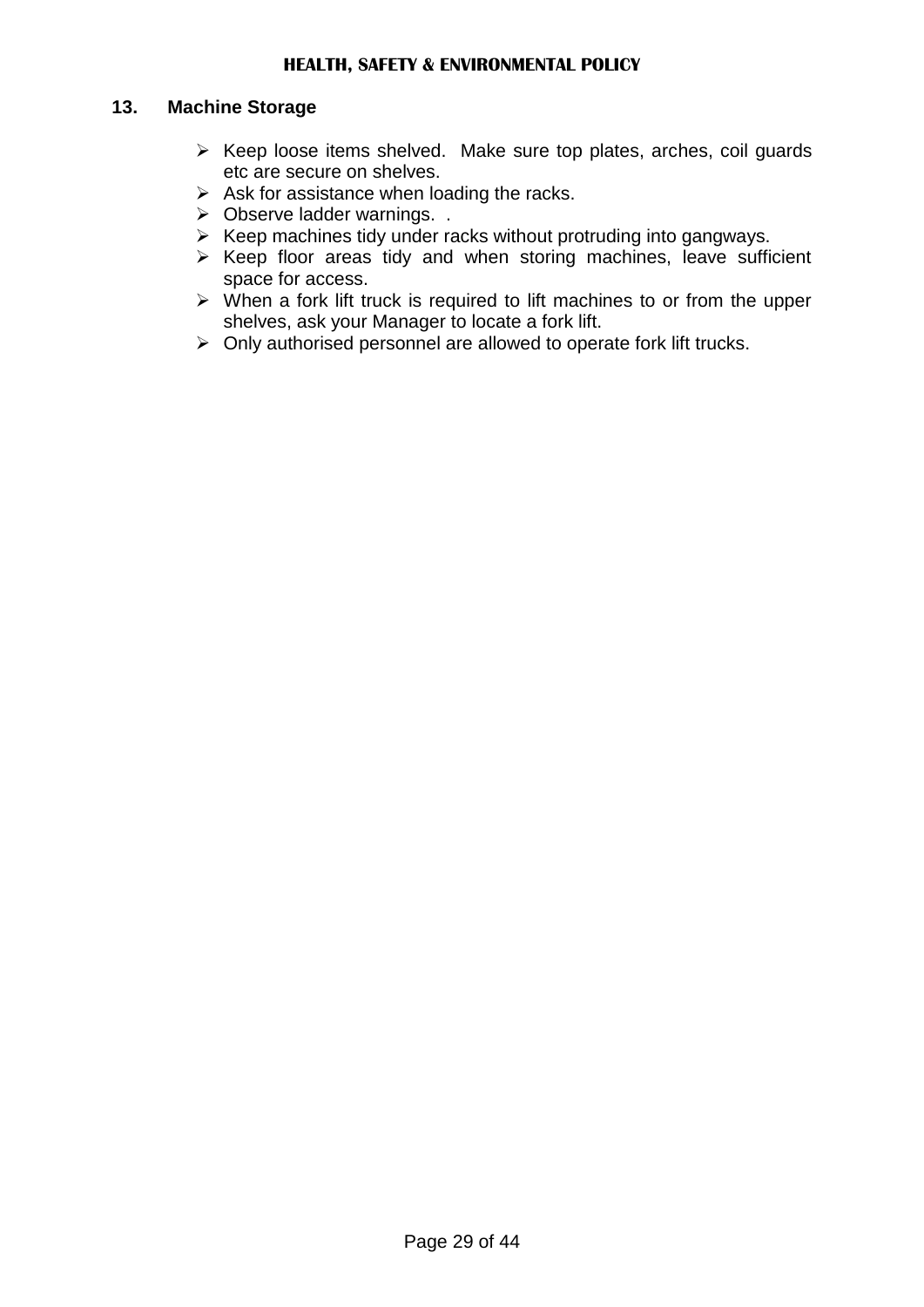## 13. Machine Storage

- Keep loose items shelved.  Make sure top plates, arches, coil guards etc are secure on shelves.
- Ask for assistance when loading the racks.
- Observe ladder warnings.  .
- Keep machines tidy under racks without protruding into gangways.
- Keep floor areas tidy and when storing machines, leave sufficient space for access.
- When a fork lift truck is required to lift machines to or from the upper shelves, ask your Manager to locate a fork lift.
- Only authorised personnel are allowed to operate fork lift trucks.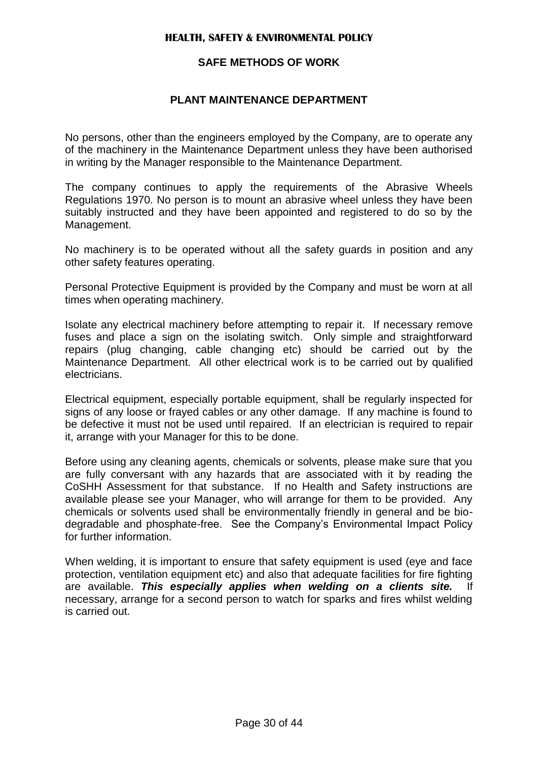## SAFE METHODS OF WORK

### PLANT MAINTENANCE DEPARTMENT

No persons, other than the engineers employed by the Company, are to operate any of the machinery in the Maintenance Department unless they have been authorised in writing by the Manager responsible to the Maintenance Department.

The company continues to apply the requirements of the Abrasive Wheels Regulations 1970. No person is to mount an abrasive wheel unless they have been suitably instructed and they have been appointed and registered to do so by the Management.

No machinery is to be operated without all the safety guards in position and any other safety features operating.

Personal Protective Equipment is provided by the Company and must be worn at all times when operating machinery.

Isolate any electrical machinery before attempting to repair it. If necessary remove fuses and place a sign on the isolating switch. Only simple and straightforward repairs (plug changing, cable changing etc) should be carried out by the Maintenance Department. All other electrical work is to be carried out by qualified electricians.

Electrical equipment, especially portable equipment, shall be regularly inspected for signs of any loose or frayed cables or any other damage. If any machine is found to be defective it must not be used until repaired. If an electrician is required to repair it, arrange with your Manager for this to be done.

Before using any cleaning agents, chemicals or solvents, please make sure that you are fully conversant with any hazards that are associated with it by reading the CoSHH Assessment for that substance. If no Health and Safety instructions are available please see your Manager, who will arrange for them to be provided. Any chemicals or solvents used shall be environmentally friendly in general and be bio-degradable and phosphate-free. See the Company's Environmental Impact Policy for further information.

When welding, it is important to ensure that safety equipment is used (eye and face protection, ventilation equipment etc) and also that adequate facilities for fire fighting are available. ***This especially applies when welding on a clients site.*** If necessary, arrange for a second person to watch for sparks and fires whilst welding is carried out.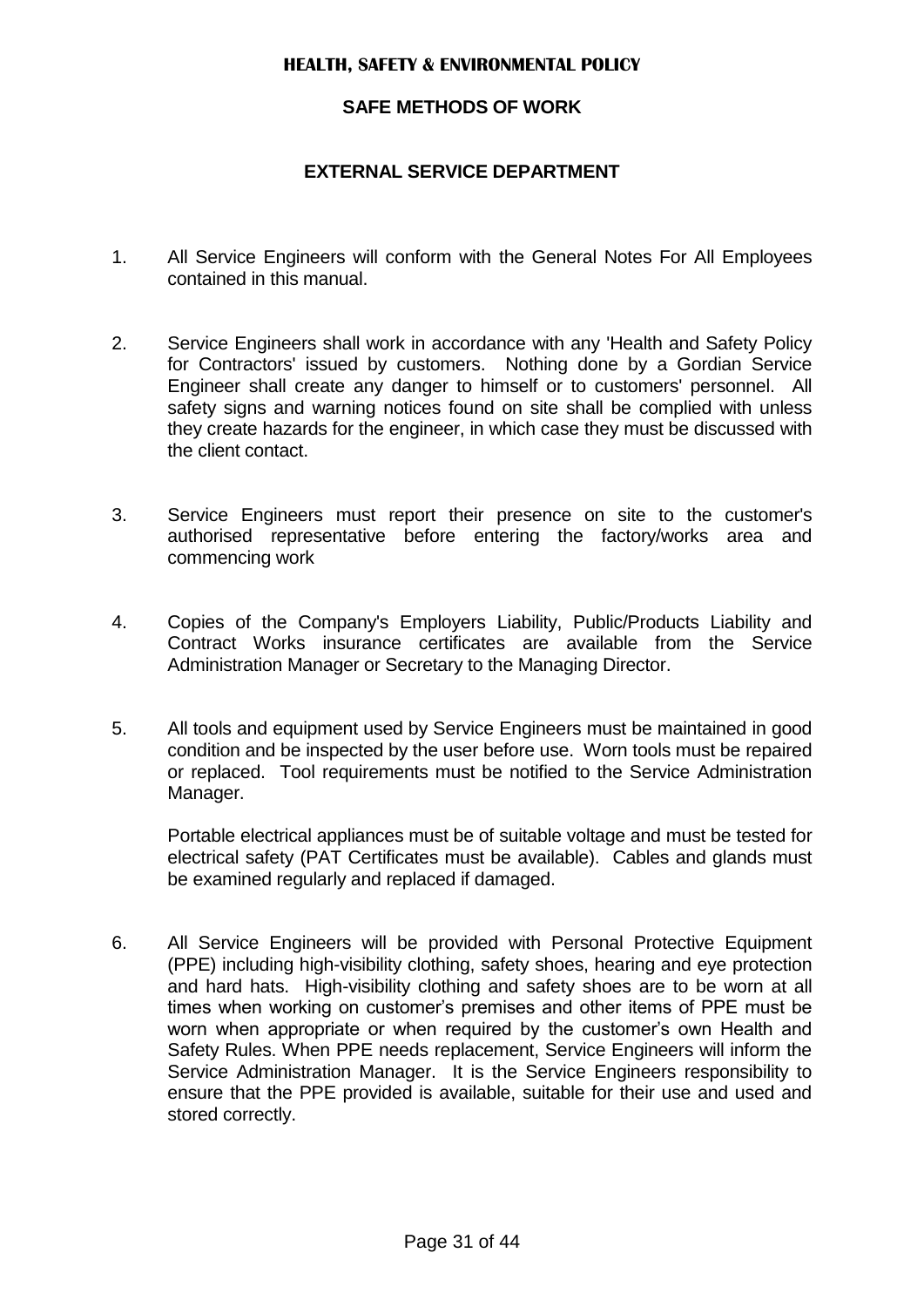**HEALTH, SAFETY & ENVIRONMENTAL POLICY**

## SAFE METHODS OF WORK

### EXTERNAL SERVICE DEPARTMENT

1. All Service Engineers will conform with the General Notes For All Employees contained in this manual.

2. Service Engineers shall work in accordance with any 'Health and Safety Policy for Contractors' issued by customers. Nothing done by a Gordian Service Engineer shall create any danger to himself or to customers' personnel. All safety signs and warning notices found on site shall be complied with unless they create hazards for the engineer, in which case they must be discussed with the client contact.

3. Service Engineers must report their presence on site to the customer's authorised representative before entering the factory/works area and commencing work

4. Copies of the Company's Employers Liability, Public/Products Liability and Contract Works insurance certificates are available from the Service Administration Manager or Secretary to the Managing Director.

5. All tools and equipment used by Service Engineers must be maintained in good condition and be inspected by the user before use. Worn tools must be repaired or replaced. Tool requirements must be notified to the Service Administration Manager.

   Portable electrical appliances must be of suitable voltage and must be tested for electrical safety (PAT Certificates must be available). Cables and glands must be examined regularly and replaced if damaged.

6. All Service Engineers will be provided with Personal Protective Equipment (PPE) including high-visibility clothing, safety shoes, hearing and eye protection and hard hats. High-visibility clothing and safety shoes are to be worn at all times when working on customer's premises and other items of PPE must be worn when appropriate or when required by the customer's own Health and Safety Rules. When PPE needs replacement, Service Engineers will inform the Service Administration Manager. It is the Service Engineers responsibility to ensure that the PPE provided is available, suitable for their use and used and stored correctly.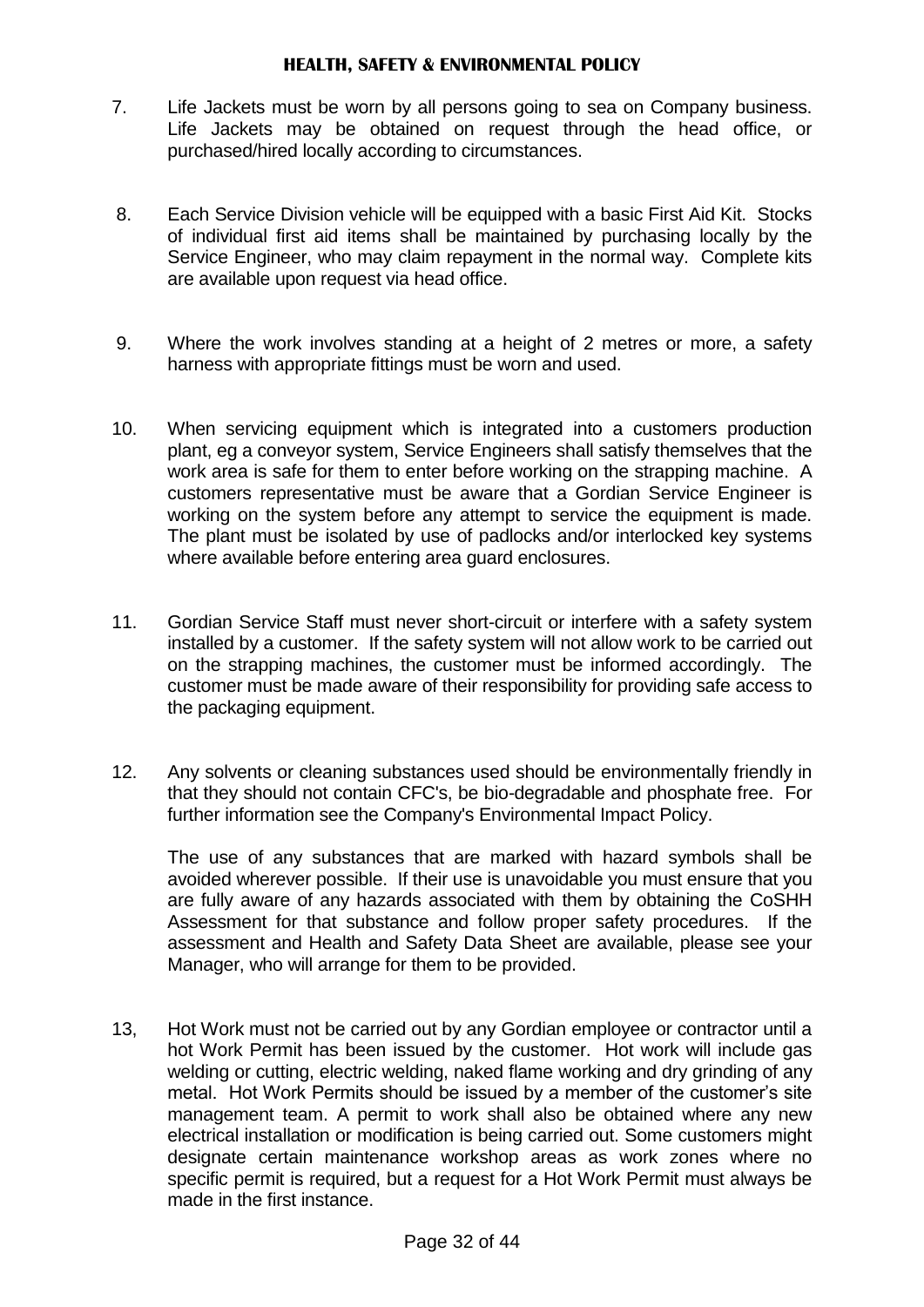7. Life Jackets must be worn by all persons going to sea on Company business. Life Jackets may be obtained on request through the head office, or purchased/hired locally according to circumstances.

8. Each Service Division vehicle will be equipped with a basic First Aid Kit. Stocks of individual first aid items shall be maintained by purchasing locally by the Service Engineer, who may claim repayment in the normal way. Complete kits are available upon request via head office.

9. Where the work involves standing at a height of 2 metres or more, a safety harness with appropriate fittings must be worn and used.

10. When servicing equipment which is integrated into a customers production plant, eg a conveyor system, Service Engineers shall satisfy themselves that the work area is safe for them to enter before working on the strapping machine. A customers representative must be aware that a Gordian Service Engineer is working on the system before any attempt to service the equipment is made. The plant must be isolated by use of padlocks and/or interlocked key systems where available before entering area guard enclosures.

11. Gordian Service Staff must never short-circuit or interfere with a safety system installed by a customer. If the safety system will not allow work to be carried out on the strapping machines, the customer must be informed accordingly. The customer must be made aware of their responsibility for providing safe access to the packaging equipment.

12. Any solvents or cleaning substances used should be environmentally friendly in that they should not contain CFC's, be bio-degradable and phosphate free. For further information see the Company's Environmental Impact Policy.

    The use of any substances that are marked with hazard symbols shall be avoided wherever possible. If their use is unavoidable you must ensure that you are fully aware of any hazards associated with them by obtaining the CoSHH Assessment for that substance and follow proper safety procedures. If the assessment and Health and Safety Data Sheet are available, please see your Manager, who will arrange for them to be provided.

13, Hot Work must not be carried out by any Gordian employee or contractor until a hot Work Permit has been issued by the customer. Hot work will include gas welding or cutting, electric welding, naked flame working and dry grinding of any metal. Hot Work Permits should be issued by a member of the customer's site management team. A permit to work shall also be obtained where any new electrical installation or modification is being carried out. Some customers might designate certain maintenance workshop areas as work zones where no specific permit is required, but a request for a Hot Work Permit must always be made in the first instance.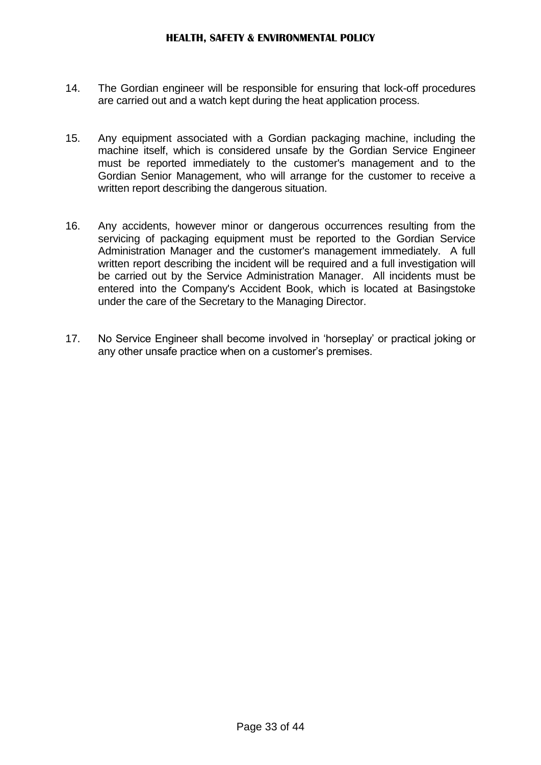14. The Gordian engineer will be responsible for ensuring that lock-off procedures are carried out and a watch kept during the heat application process.

15. Any equipment associated with a Gordian packaging machine, including the machine itself, which is considered unsafe by the Gordian Service Engineer must be reported immediately to the customer's management and to the Gordian Senior Management, who will arrange for the customer to receive a written report describing the dangerous situation.

16. Any accidents, however minor or dangerous occurrences resulting from the servicing of packaging equipment must be reported to the Gordian Service Administration Manager and the customer's management immediately. A full written report describing the incident will be required and a full investigation will be carried out by the Service Administration Manager. All incidents must be entered into the Company's Accident Book, which is located at Basingstoke under the care of the Secretary to the Managing Director.

17. No Service Engineer shall become involved in 'horseplay' or practical joking or any other unsafe practice when on a customer's premises.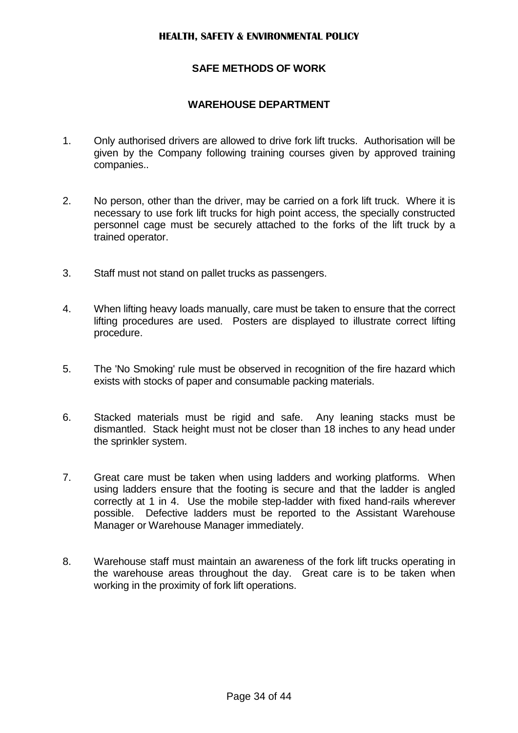# SAFE METHODS OF WORK

## WAREHOUSE DEPARTMENT

1. Only authorised drivers are allowed to drive fork lift trucks. Authorisation will be given by the Company following training courses given by approved training companies..

2. No person, other than the driver, may be carried on a fork lift truck. Where it is necessary to use fork lift trucks for high point access, the specially constructed personnel cage must be securely attached to the forks of the lift truck by a trained operator.

3. Staff must not stand on pallet trucks as passengers.

4. When lifting heavy loads manually, care must be taken to ensure that the correct lifting procedures are used. Posters are displayed to illustrate correct lifting procedure.

5. The 'No Smoking' rule must be observed in recognition of the fire hazard which exists with stocks of paper and consumable packing materials.

6. Stacked materials must be rigid and safe. Any leaning stacks must be dismantled. Stack height must not be closer than 18 inches to any head under the sprinkler system.

7. Great care must be taken when using ladders and working platforms. When using ladders ensure that the footing is secure and that the ladder is angled correctly at 1 in 4. Use the mobile step-ladder with fixed hand-rails wherever possible. Defective ladders must be reported to the Assistant Warehouse Manager or Warehouse Manager immediately.

8. Warehouse staff must maintain an awareness of the fork lift trucks operating in the warehouse areas throughout the day. Great care is to be taken when working in the proximity of fork lift operations.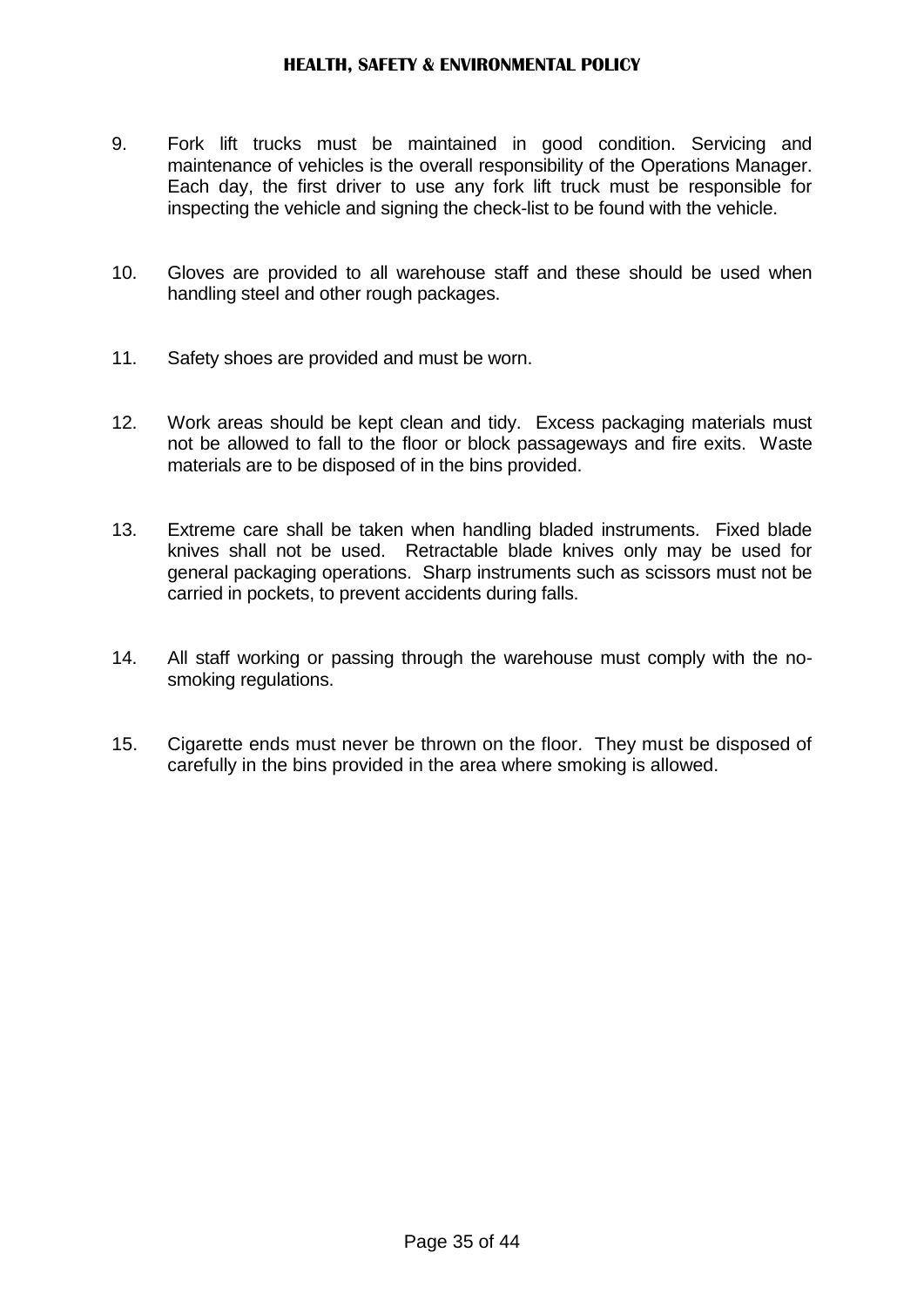9. Fork lift trucks must be maintained in good condition. Servicing and maintenance of vehicles is the overall responsibility of the Operations Manager. Each day, the first driver to use any fork lift truck must be responsible for inspecting the vehicle and signing the check-list to be found with the vehicle.

10. Gloves are provided to all warehouse staff and these should be used when handling steel and other rough packages.

11. Safety shoes are provided and must be worn.

12. Work areas should be kept clean and tidy. Excess packaging materials must not be allowed to fall to the floor or block passageways and fire exits. Waste materials are to be disposed of in the bins provided.

13. Extreme care shall be taken when handling bladed instruments. Fixed blade knives shall not be used. Retractable blade knives only may be used for general packaging operations. Sharp instruments such as scissors must not be carried in pockets, to prevent accidents during falls.

14. All staff working or passing through the warehouse must comply with the no-smoking regulations.

15. Cigarette ends must never be thrown on the floor. They must be disposed of carefully in the bins provided in the area where smoking is allowed.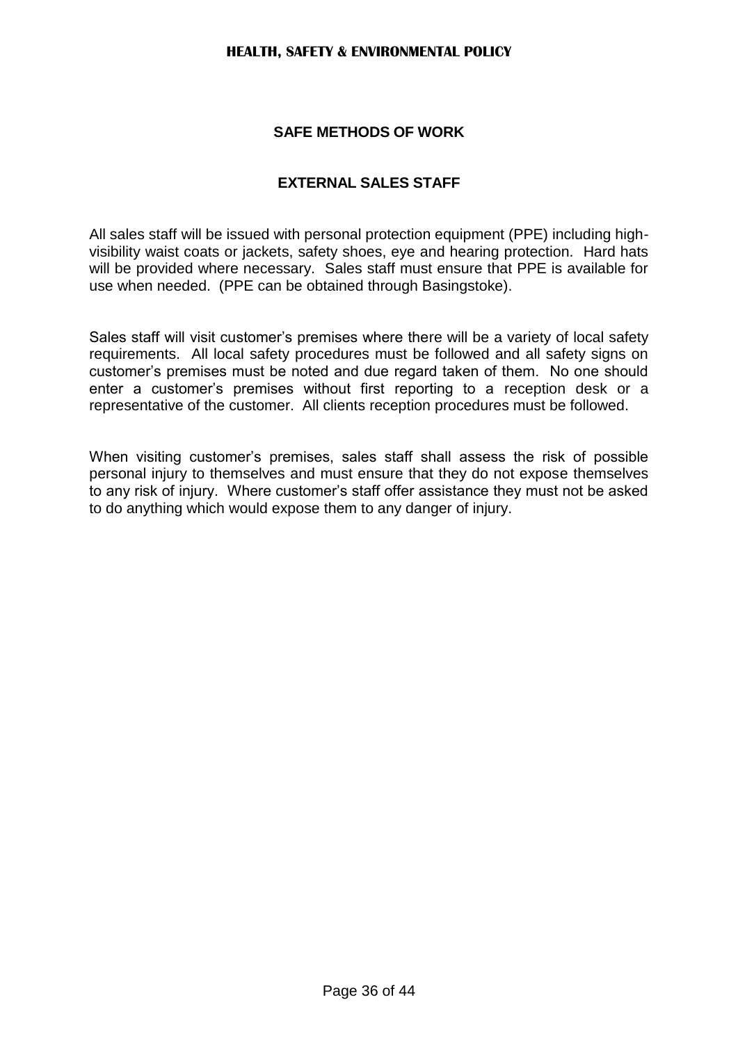## SAFE METHODS OF WORK

### EXTERNAL SALES STAFF

All sales staff will be issued with personal protection equipment (PPE) including high-visibility waist coats or jackets, safety shoes, eye and hearing protection. Hard hats will be provided where necessary. Sales staff must ensure that PPE is available for use when needed. (PPE can be obtained through Basingstoke).

Sales staff will visit customer's premises where there will be a variety of local safety requirements. All local safety procedures must be followed and all safety signs on customer's premises must be noted and due regard taken of them. No one should enter a customer's premises without first reporting to a reception desk or a representative of the customer. All clients reception procedures must be followed.

When visiting customer's premises, sales staff shall assess the risk of possible personal injury to themselves and must ensure that they do not expose themselves to any risk of injury. Where customer's staff offer assistance they must not be asked to do anything which would expose them to any danger of injury.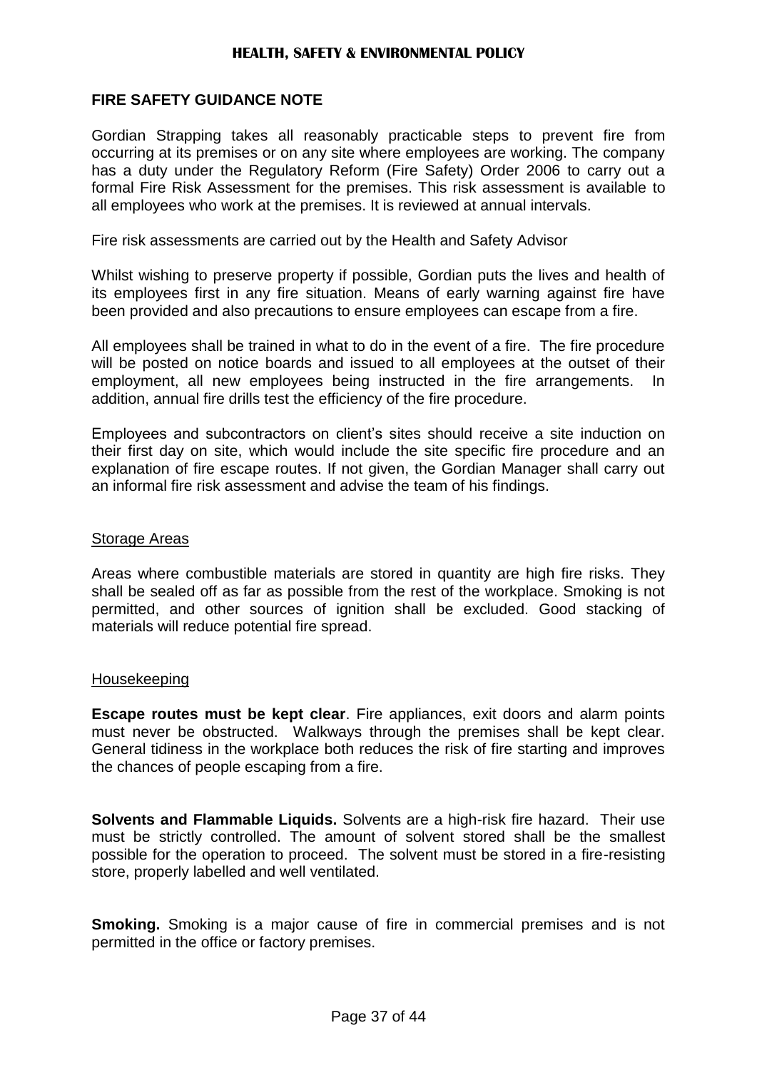## FIRE SAFETY GUIDANCE NOTE

Gordian Strapping takes all reasonably practicable steps to prevent fire from occurring at its premises or on any site where employees are working. The company has a duty under the Regulatory Reform (Fire Safety) Order 2006 to carry out a formal Fire Risk Assessment for the premises. This risk assessment is available to all employees who work at the premises. It is reviewed at annual intervals.

Fire risk assessments are carried out by the Health and Safety Advisor

Whilst wishing to preserve property if possible, Gordian puts the lives and health of its employees first in any fire situation. Means of early warning against fire have been provided and also precautions to ensure employees can escape from a fire.

All employees shall be trained in what to do in the event of a fire. The fire procedure will be posted on notice boards and issued to all employees at the outset of their employment, all new employees being instructed in the fire arrangements. In addition, annual fire drills test the efficiency of the fire procedure.

Employees and subcontractors on client's sites should receive a site induction on their first day on site, which would include the site specific fire procedure and an explanation of fire escape routes. If not given, the Gordian Manager shall carry out an informal fire risk assessment and advise the team of his findings.

### Storage Areas

Areas where combustible materials are stored in quantity are high fire risks. They shall be sealed off as far as possible from the rest of the workplace. Smoking is not permitted, and other sources of ignition shall be excluded. Good stacking of materials will reduce potential fire spread.

### Housekeeping

**Escape routes must be kept clear**. Fire appliances, exit doors and alarm points must never be obstructed. Walkways through the premises shall be kept clear. General tidiness in the workplace both reduces the risk of fire starting and improves the chances of people escaping from a fire.

**Solvents and Flammable Liquids.** Solvents are a high-risk fire hazard. Their use must be strictly controlled. The amount of solvent stored shall be the smallest possible for the operation to proceed. The solvent must be stored in a fire-resisting store, properly labelled and well ventilated.

**Smoking.** Smoking is a major cause of fire in commercial premises and is not permitted in the office or factory premises.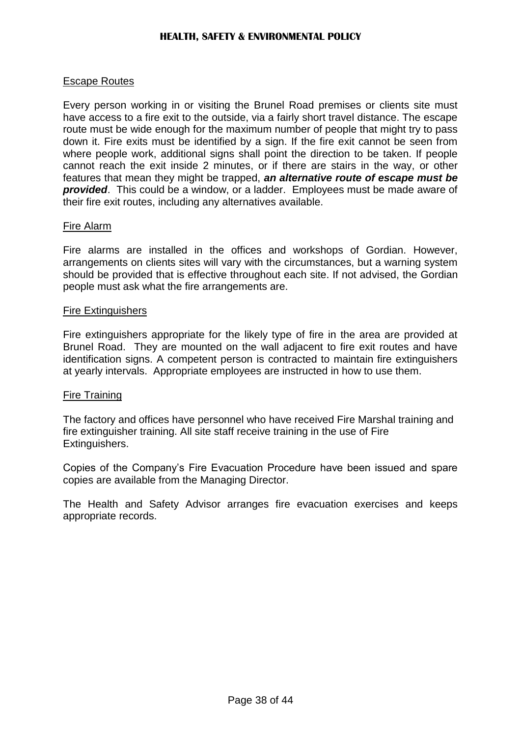## Escape Routes

Every person working in or visiting the Brunel Road premises or clients site must have access to a fire exit to the outside, via a fairly short travel distance. The escape route must be wide enough for the maximum number of people that might try to pass down it. Fire exits must be identified by a sign. If the fire exit cannot be seen from where people work, additional signs shall point the direction to be taken. If people cannot reach the exit inside 2 minutes, or if there are stairs in the way, or other features that mean they might be trapped, ***an alternative route of escape must be provided***. This could be a window, or a ladder. Employees must be made aware of their fire exit routes, including any alternatives available.

## Fire Alarm

Fire alarms are installed in the offices and workshops of Gordian. However, arrangements on clients sites will vary with the circumstances, but a warning system should be provided that is effective throughout each site. If not advised, the Gordian people must ask what the fire arrangements are.

## Fire Extinguishers

Fire extinguishers appropriate for the likely type of fire in the area are provided at Brunel Road. They are mounted on the wall adjacent to fire exit routes and have identification signs. A competent person is contracted to maintain fire extinguishers at yearly intervals. Appropriate employees are instructed in how to use them.

## Fire Training

The factory and offices have personnel who have received Fire Marshal training and fire extinguisher training. All site staff receive training in the use of Fire Extinguishers.

Copies of the Company's Fire Evacuation Procedure have been issued and spare copies are available from the Managing Director.

The Health and Safety Advisor arranges fire evacuation exercises and keeps appropriate records.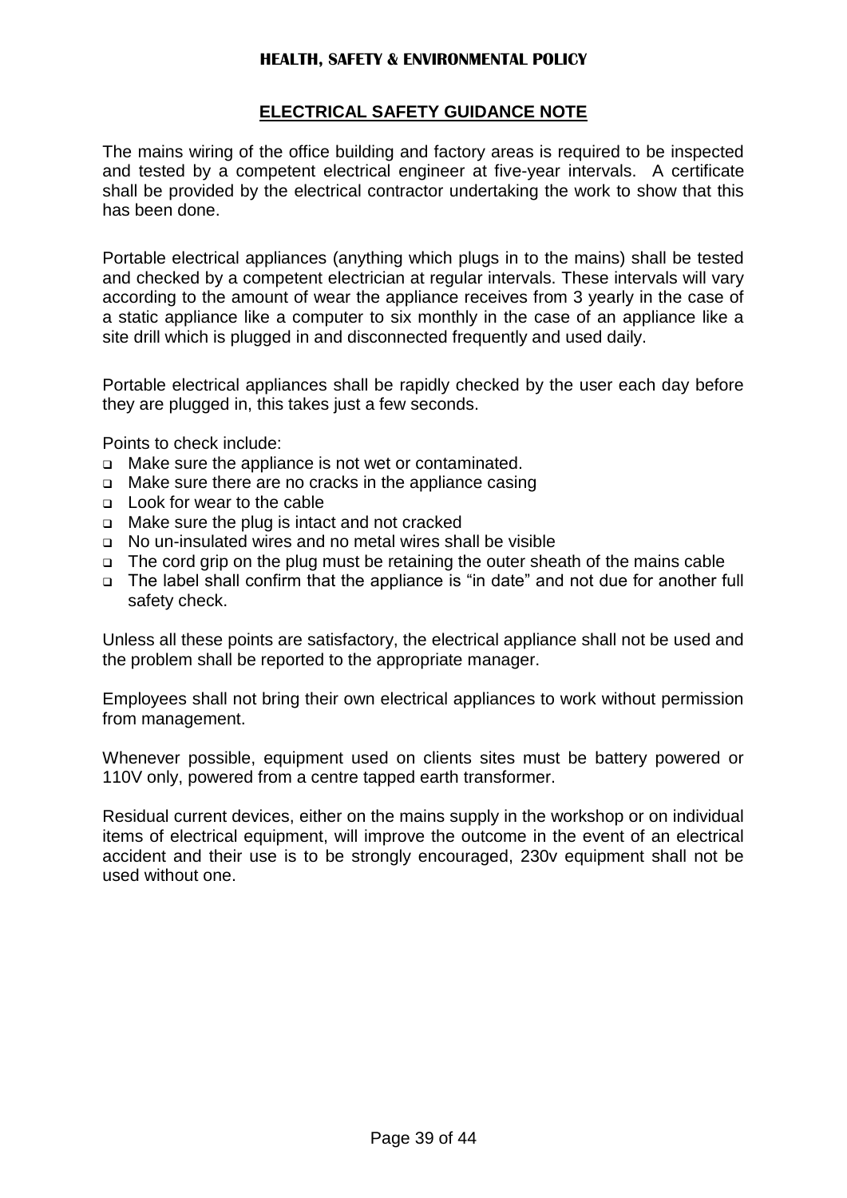## ELECTRICAL SAFETY GUIDANCE NOTE

The mains wiring of the office building and factory areas is required to be inspected and tested by a competent electrical engineer at five-year intervals. A certificate shall be provided by the electrical contractor undertaking the work to show that this has been done.

Portable electrical appliances (anything which plugs in to the mains) shall be tested and checked by a competent electrician at regular intervals. These intervals will vary according to the amount of wear the appliance receives from 3 yearly in the case of a static appliance like a computer to six monthly in the case of an appliance like a site drill which is plugged in and disconnected frequently and used daily.

Portable electrical appliances shall be rapidly checked by the user each day before they are plugged in, this takes just a few seconds.

Points to check include:

- Make sure the appliance is not wet or contaminated.
- Make sure there are no cracks in the appliance casing
- Look for wear to the cable
- Make sure the plug is intact and not cracked
- No un-insulated wires and no metal wires shall be visible
- The cord grip on the plug must be retaining the outer sheath of the mains cable
- The label shall confirm that the appliance is "in date" and not due for another full safety check.

Unless all these points are satisfactory, the electrical appliance shall not be used and the problem shall be reported to the appropriate manager.

Employees shall not bring their own electrical appliances to work without permission from management.

Whenever possible, equipment used on clients sites must be battery powered or 110V only, powered from a centre tapped earth transformer.

Residual current devices, either on the mains supply in the workshop or on individual items of electrical equipment, will improve the outcome in the event of an electrical accident and their use is to be strongly encouraged, 230v equipment shall not be used without one.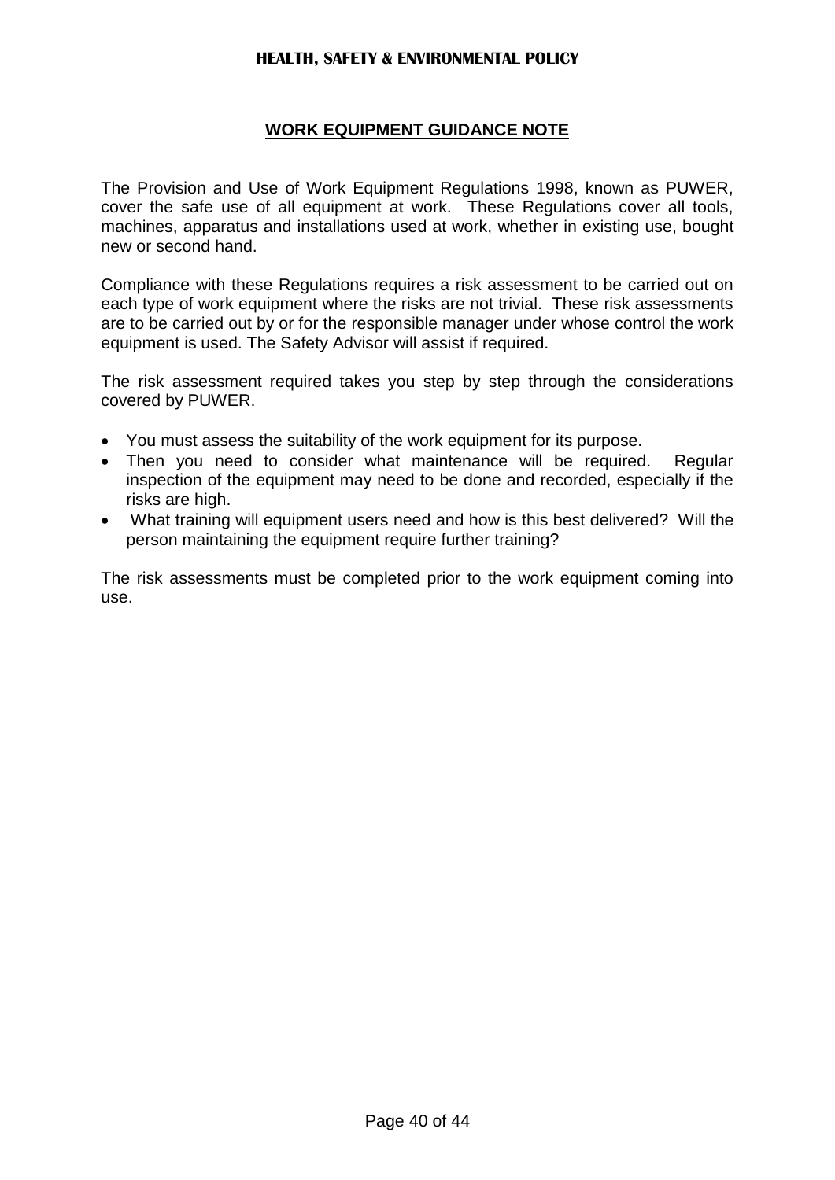## WORK EQUIPMENT GUIDANCE NOTE

The Provision and Use of Work Equipment Regulations 1998, known as PUWER, cover the safe use of all equipment at work. These Regulations cover all tools, machines, apparatus and installations used at work, whether in existing use, bought new or second hand.

Compliance with these Regulations requires a risk assessment to be carried out on each type of work equipment where the risks are not trivial. These risk assessments are to be carried out by or for the responsible manager under whose control the work equipment is used. The Safety Advisor will assist if required.

The risk assessment required takes you step by step through the considerations covered by PUWER.

- You must assess the suitability of the work equipment for its purpose.
- Then you need to consider what maintenance will be required. Regular inspection of the equipment may need to be done and recorded, especially if the risks are high.
- What training will equipment users need and how is this best delivered? Will the person maintaining the equipment require further training?

The risk assessments must be completed prior to the work equipment coming into use.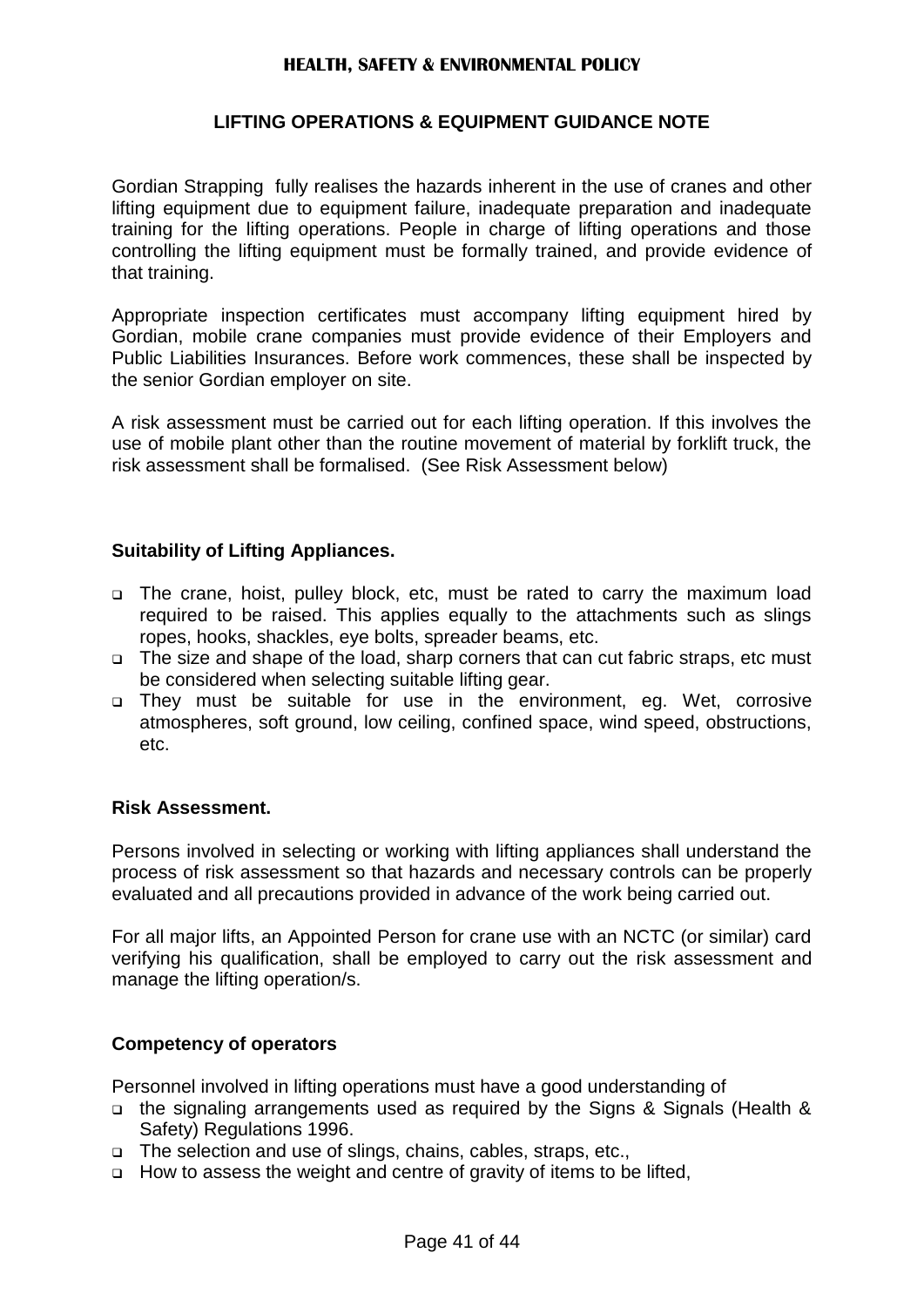**HEALTH, SAFETY & ENVIRONMENTAL POLICY**

## LIFTING OPERATIONS & EQUIPMENT GUIDANCE NOTE

Gordian Strapping fully realises the hazards inherent in the use of cranes and other lifting equipment due to equipment failure, inadequate preparation and inadequate training for the lifting operations. People in charge of lifting operations and those controlling the lifting equipment must be formally trained, and provide evidence of that training.

Appropriate inspection certificates must accompany lifting equipment hired by Gordian, mobile crane companies must provide evidence of their Employers and Public Liabilities Insurances. Before work commences, these shall be inspected by the senior Gordian employer on site.

A risk assessment must be carried out for each lifting operation. If this involves the use of mobile plant other than the routine movement of material by forklift truck, the risk assessment shall be formalised. (See Risk Assessment below)

### Suitability of Lifting Appliances.

- The crane, hoist, pulley block, etc, must be rated to carry the maximum load required to be raised. This applies equally to the attachments such as slings ropes, hooks, shackles, eye bolts, spreader beams, etc.
- The size and shape of the load, sharp corners that can cut fabric straps, etc must be considered when selecting suitable lifting gear.
- They must be suitable for use in the environment, eg. Wet, corrosive atmospheres, soft ground, low ceiling, confined space, wind speed, obstructions, etc.

### Risk Assessment.

Persons involved in selecting or working with lifting appliances shall understand the process of risk assessment so that hazards and necessary controls can be properly evaluated and all precautions provided in advance of the work being carried out.

For all major lifts, an Appointed Person for crane use with an NCTC (or similar) card verifying his qualification, shall be employed to carry out the risk assessment and manage the lifting operation/s.

### Competency of operators

Personnel involved in lifting operations must have a good understanding of

- the signaling arrangements used as required by the Signs & Signals (Health & Safety) Regulations 1996.
- The selection and use of slings, chains, cables, straps, etc.,
- How to assess the weight and centre of gravity of items to be lifted,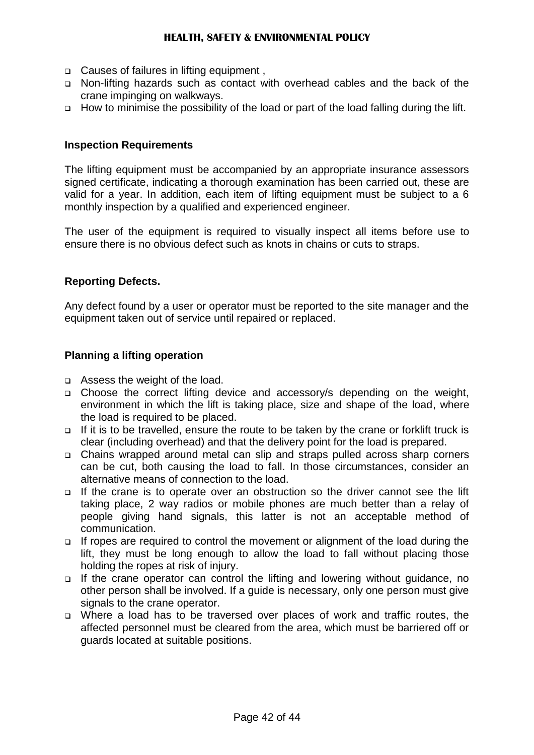- Causes of failures in lifting equipment ,
- Non-lifting hazards such as contact with overhead cables and the back of the crane impinging on walkways.
- How to minimise the possibility of the load or part of the load falling during the lift.

**Inspection Requirements**

The lifting equipment must be accompanied by an appropriate insurance assessors signed certificate, indicating a thorough examination has been carried out, these are valid for a year. In addition, each item of lifting equipment must be subject to a 6 monthly inspection by a qualified and experienced engineer.

The user of the equipment is required to visually inspect all items before use to ensure there is no obvious defect such as knots in chains or cuts to straps.

**Reporting Defects.**

Any defect found by a user or operator must be reported to the site manager and the equipment taken out of service until repaired or replaced.

**Planning a lifting operation**

- Assess the weight of the load.
- Choose the correct lifting device and accessory/s depending on the weight, environment in which the lift is taking place, size and shape of the load, where the load is required to be placed.
- If it is to be travelled, ensure the route to be taken by the crane or forklift truck is clear (including overhead) and that the delivery point for the load is prepared.
- Chains wrapped around metal can slip and straps pulled across sharp corners can be cut, both causing the load to fall. In those circumstances, consider an alternative means of connection to the load.
- If the crane is to operate over an obstruction so the driver cannot see the lift taking place, 2 way radios or mobile phones are much better than a relay of people giving hand signals, this latter is not an acceptable method of communication.
- If ropes are required to control the movement or alignment of the load during the lift, they must be long enough to allow the load to fall without placing those holding the ropes at risk of injury.
- If the crane operator can control the lifting and lowering without guidance, no other person shall be involved. If a guide is necessary, only one person must give signals to the crane operator.
- Where a load has to be traversed over places of work and traffic routes, the affected personnel must be cleared from the area, which must be barriered off or guards located at suitable positions.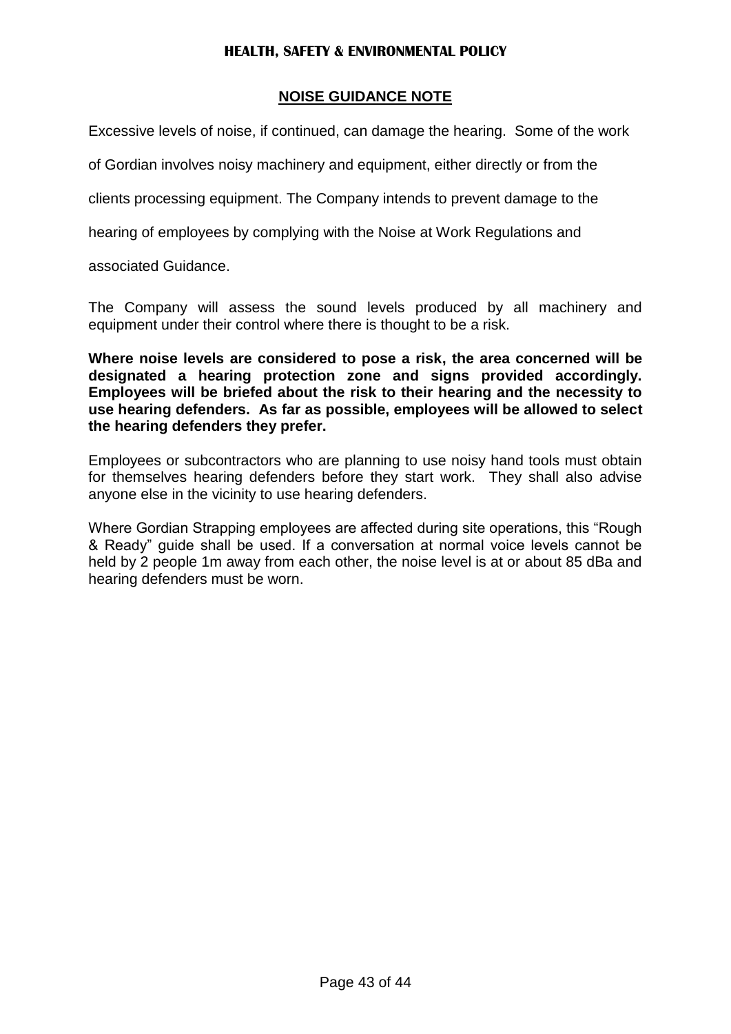## NOISE GUIDANCE NOTE

Excessive levels of noise, if continued, can damage the hearing. Some of the work of Gordian involves noisy machinery and equipment, either directly or from the clients processing equipment. The Company intends to prevent damage to the hearing of employees by complying with the Noise at Work Regulations and associated Guidance.

The Company will assess the sound levels produced by all machinery and equipment under their control where there is thought to be a risk.

**Where noise levels are considered to pose a risk, the area concerned will be designated a hearing protection zone and signs provided accordingly. Employees will be briefed about the risk to their hearing and the necessity to use hearing defenders. As far as possible, employees will be allowed to select the hearing defenders they prefer.**

Employees or subcontractors who are planning to use noisy hand tools must obtain for themselves hearing defenders before they start work. They shall also advise anyone else in the vicinity to use hearing defenders.

Where Gordian Strapping employees are affected during site operations, this "Rough & Ready" guide shall be used. If a conversation at normal voice levels cannot be held by 2 people 1m away from each other, the noise level is at or about 85 dBa and hearing defenders must be worn.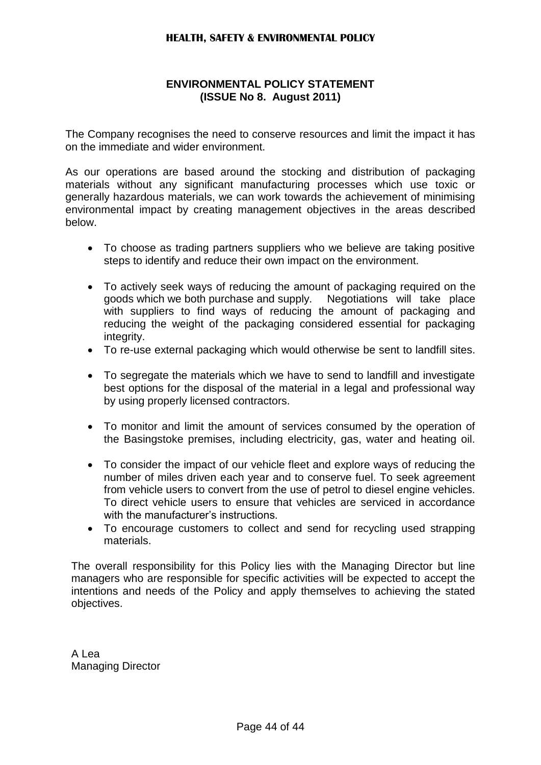## ENVIRONMENTAL POLICY STATEMENT
## (ISSUE No 8. August 2011)

The Company recognises the need to conserve resources and limit the impact it has on the immediate and wider environment.

As our operations are based around the stocking and distribution of packaging materials without any significant manufacturing processes which use toxic or generally hazardous materials, we can work towards the achievement of minimising environmental impact by creating management objectives in the areas described below.

- To choose as trading partners suppliers who we believe are taking positive steps to identify and reduce their own impact on the environment.
- To actively seek ways of reducing the amount of packaging required on the goods which we both purchase and supply. Negotiations will take place with suppliers to find ways of reducing the amount of packaging and reducing the weight of the packaging considered essential for packaging integrity.
- To re-use external packaging which would otherwise be sent to landfill sites.
- To segregate the materials which we have to send to landfill and investigate best options for the disposal of the material in a legal and professional way by using properly licensed contractors.
- To monitor and limit the amount of services consumed by the operation of the Basingstoke premises, including electricity, gas, water and heating oil.
- To consider the impact of our vehicle fleet and explore ways of reducing the number of miles driven each year and to conserve fuel. To seek agreement from vehicle users to convert from the use of petrol to diesel engine vehicles. To direct vehicle users to ensure that vehicles are serviced in accordance with the manufacturer's instructions.
- To encourage customers to collect and send for recycling used strapping materials.

The overall responsibility for this Policy lies with the Managing Director but line managers who are responsible for specific activities will be expected to accept the intentions and needs of the Policy and apply themselves to achieving the stated objectives.

A Lea
Managing Director